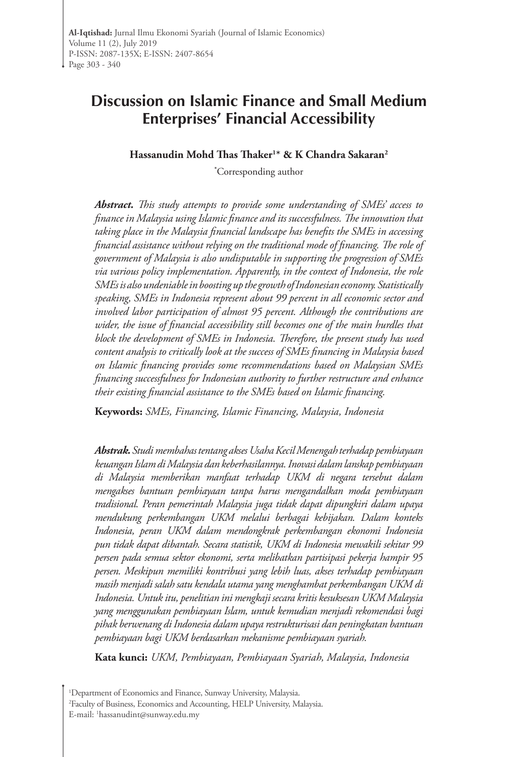# Discussion on Islamic Finance and Small Medium Enterprises' Financial Accessibility

**Hassanudin Mohd Thas Thaker[1]* & K Chandra Sakaran[2]**

*Corresponding author

***Abstract.*** *This study attempts to provide some understanding of SMEs' access to finance in Malaysia using Islamic finance and its successfulness. The innovation that taking place in the Malaysia financial landscape has benefits the SMEs in accessing financial assistance without relying on the traditional mode of financing. The role of government of Malaysia is also undisputable in supporting the progression of SMEs via various policy implementation. Apparently, in the context of Indonesia, the role SMEs is also undeniable in boosting up the growth of Indonesian economy. Statistically speaking, SMEs in Indonesia represent about 99 percent in all economic sector and involved labor participation of almost 95 percent. Although the contributions are wider, the issue of financial accessibility still becomes one of the main hurdles that block the development of SMEs in Indonesia. Therefore, the present study has used content analysis to critically look at the success of SMEs financing in Malaysia based on Islamic financing provides some recommendations based on Malaysian SMEs financing successfulness for Indonesian authority to further restructure and enhance their existing financial assistance to the SMEs based on Islamic financing.*

**Keywords:** *SMEs, Financing, Islamic Financing, Malaysia, Indonesia*

***Abstrak.*** *Studi membahas tentang akses Usaha Kecil Menengah terhadap pembiayaan keuangan Islam di Malaysia dan keberhasilannya. Inovasi dalam lanskap pembiayaan di Malaysia memberikan manfaat terhadap UKM di negara tersebut dalam mengakses bantuan pembiayaan tanpa harus mengandalkan moda pembiayaan tradisional. Peran pemerintah Malaysia juga tidak dapat dipungkiri dalam upaya mendukung perkembangan UKM melalui berbagai kebijakan. Dalam konteks Indonesia, peran UKM dalam mendongkrak perkembangan ekonomi Indonesia pun tidak dapat dibantah. Secara statistik, UKM di Indonesia mewakili sekitar 99 persen pada semua sektor ekonomi, serta melibatkan partisipasi pekerja hampir 95 persen. Meskipun memiliki kontribusi yang lebih luas, akses terhadap pembiayaan masih menjadi salah satu kendala utama yang menghambat perkembangan UKM di Indonesia. Untuk itu, penelitian ini mengkaji secara kritis kesuksesan UKM Malaysia yang menggunakan pembiayaan Islam, untuk kemudian menjadi rekomendasi bagi pihak berwenang di Indonesia dalam upaya restrukturisasi dan peningkatan bantuan pembiayaan bagi UKM berdasarkan mekanisme pembiayaan syariah.*

**Kata kunci:** *UKM, Pembiayaan, Pembiayaan Syariah, Malaysia, Indonesia*

[1]Department of Economics and Finance, Sunway University, Malaysia.
[2]Faculty of Business, Economics and Accounting, HELP University, Malaysia.
E-mail: [1]hassanudint@sunway.edu.my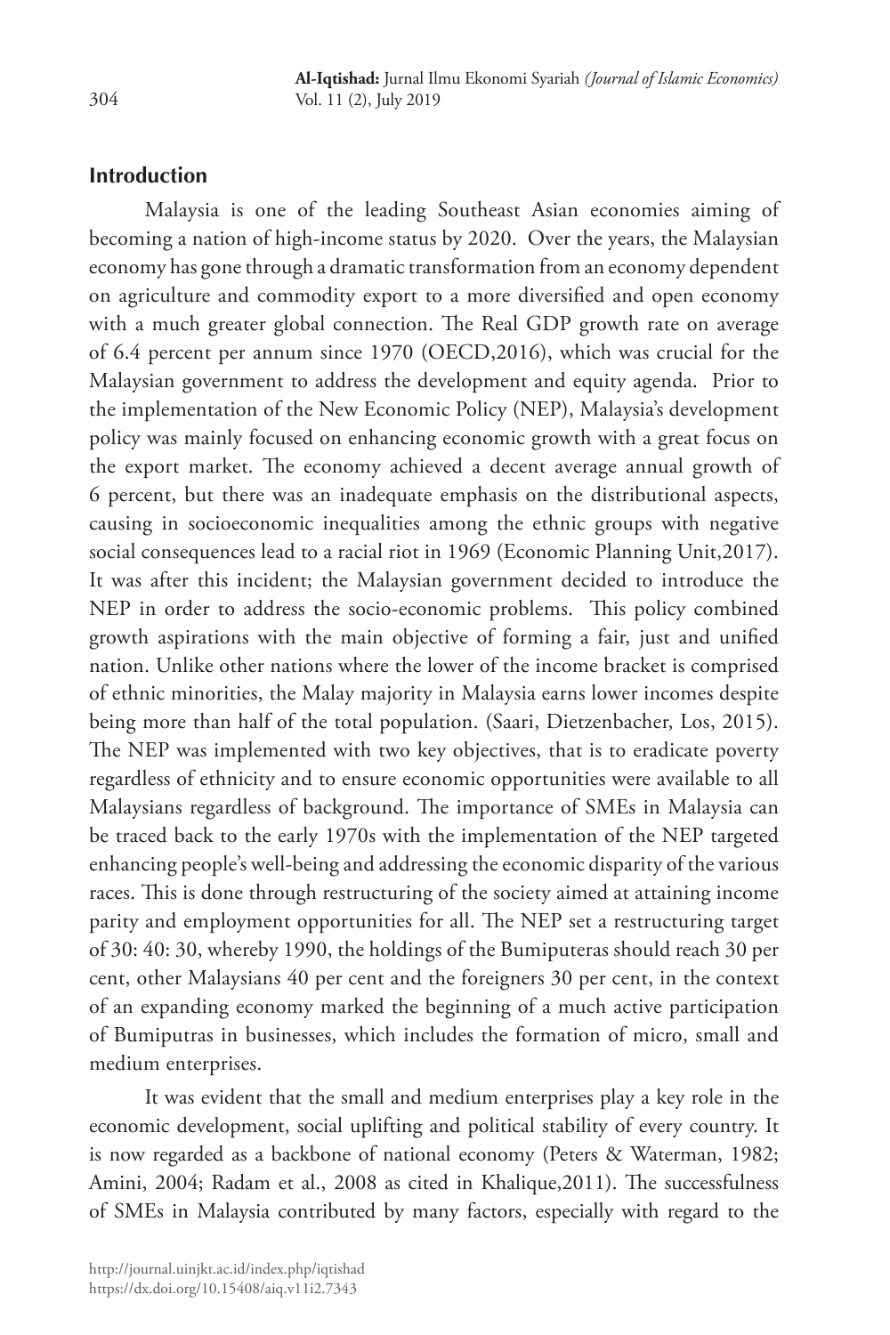## Introduction

Malaysia is one of the leading Southeast Asian economies aiming of becoming a nation of high-income status by 2020. Over the years, the Malaysian economy has gone through a dramatic transformation from an economy dependent on agriculture and commodity export to a more diversified and open economy with a much greater global connection. The Real GDP growth rate on average of 6.4 percent per annum since 1970 (OECD,2016), which was crucial for the Malaysian government to address the development and equity agenda. Prior to the implementation of the New Economic Policy (NEP), Malaysia's development policy was mainly focused on enhancing economic growth with a great focus on the export market. The economy achieved a decent average annual growth of 6 percent, but there was an inadequate emphasis on the distributional aspects, causing in socioeconomic inequalities among the ethnic groups with negative social consequences lead to a racial riot in 1969 (Economic Planning Unit,2017). It was after this incident; the Malaysian government decided to introduce the NEP in order to address the socio-economic problems. This policy combined growth aspirations with the main objective of forming a fair, just and unified nation. Unlike other nations where the lower of the income bracket is comprised of ethnic minorities, the Malay majority in Malaysia earns lower incomes despite being more than half of the total population. (Saari, Dietzenbacher, Los, 2015). The NEP was implemented with two key objectives, that is to eradicate poverty regardless of ethnicity and to ensure economic opportunities were available to all Malaysians regardless of background. The importance of SMEs in Malaysia can be traced back to the early 1970s with the implementation of the NEP targeted enhancing people's well-being and addressing the economic disparity of the various races. This is done through restructuring of the society aimed at attaining income parity and employment opportunities for all. The NEP set a restructuring target of 30: 40: 30, whereby 1990, the holdings of the Bumiputeras should reach 30 per cent, other Malaysians 40 per cent and the foreigners 30 per cent, in the context of an expanding economy marked the beginning of a much active participation of Bumiputras in businesses, which includes the formation of micro, small and medium enterprises.

It was evident that the small and medium enterprises play a key role in the economic development, social uplifting and political stability of every country. It is now regarded as a backbone of national economy (Peters & Waterman, 1982; Amini, 2004; Radam et al., 2008 as cited in Khalique,2011). The successfulness of SMEs in Malaysia contributed by many factors, especially with regard to the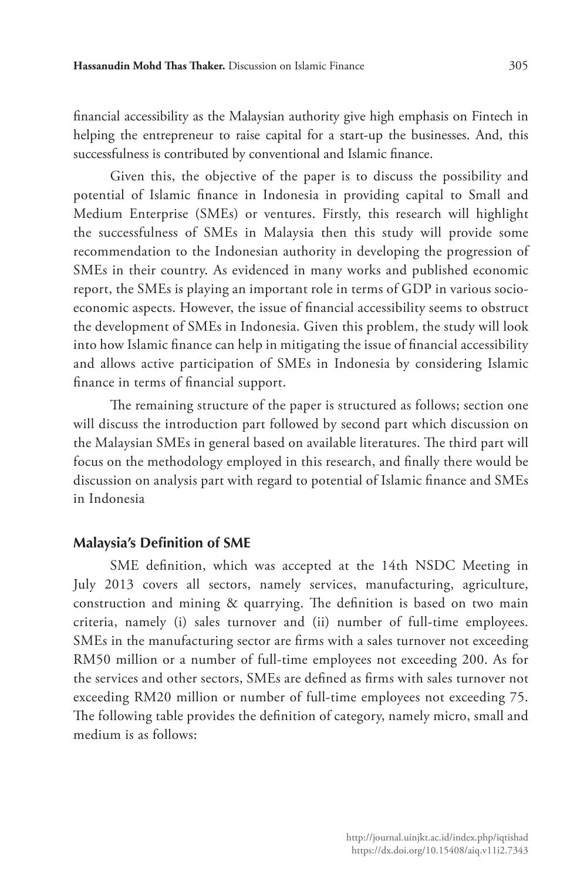financial accessibility as the Malaysian authority give high emphasis on Fintech in helping the entrepreneur to raise capital for a start-up the businesses. And, this successfulness is contributed by conventional and Islamic finance.

Given this, the objective of the paper is to discuss the possibility and potential of Islamic finance in Indonesia in providing capital to Small and Medium Enterprise (SMEs) or ventures. Firstly, this research will highlight the successfulness of SMEs in Malaysia then this study will provide some recommendation to the Indonesian authority in developing the progression of SMEs in their country. As evidenced in many works and published economic report, the SMEs is playing an important role in terms of GDP in various socio-economic aspects. However, the issue of financial accessibility seems to obstruct the development of SMEs in Indonesia. Given this problem, the study will look into how Islamic finance can help in mitigating the issue of financial accessibility and allows active participation of SMEs in Indonesia by considering Islamic finance in terms of financial support.

The remaining structure of the paper is structured as follows; section one will discuss the introduction part followed by second part which discussion on the Malaysian SMEs in general based on available literatures. The third part will focus on the methodology employed in this research, and finally there would be discussion on analysis part with regard to potential of Islamic finance and SMEs in Indonesia

## Malaysia's Definition of SME

SME definition, which was accepted at the 14th NSDC Meeting in July 2013 covers all sectors, namely services, manufacturing, agriculture, construction and mining & quarrying. The definition is based on two main criteria, namely (i) sales turnover and (ii) number of full-time employees. SMEs in the manufacturing sector are firms with a sales turnover not exceeding RM50 million or a number of full-time employees not exceeding 200. As for the services and other sectors, SMEs are defined as firms with sales turnover not exceeding RM20 million or number of full-time employees not exceeding 75. The following table provides the definition of category, namely micro, small and medium is as follows: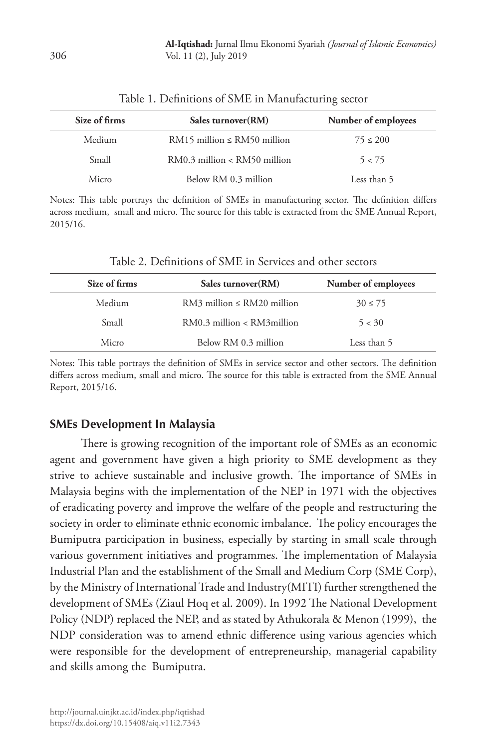Table 1. Definitions of SME in Manufacturing sector

| Size of firms | Sales turnover(RM) | Number of employees |
|---|---|---|
| Medium | RM15 million ≤ RM50 million | 75 ≤ 200 |
| Small | RM0.3 million < RM50 million | 5 < 75 |
| Micro | Below RM 0.3 million | Less than 5 |

Notes: This table portrays the definition of SMEs in manufacturing sector. The definition differs across medium, small and micro. The source for this table is extracted from the SME Annual Report, 2015/16.

Table 2. Definitions of SME in Services and other sectors

| Size of firms | Sales turnover(RM) | Number of employees |
|---|---|---|
| Medium | RM3 million ≤ RM20 million | 30 ≤ 75 |
| Small | RM0.3 million < RM3million | 5 < 30 |
| Micro | Below RM 0.3 million | Less than 5 |

Notes: This table portrays the definition of SMEs in service sector and other sectors. The definition differs across medium, small and micro. The source for this table is extracted from the SME Annual Report, 2015/16.

## SMEs Development In Malaysia

There is growing recognition of the important role of SMEs as an economic agent and government have given a high priority to SME development as they strive to achieve sustainable and inclusive growth. The importance of SMEs in Malaysia begins with the implementation of the NEP in 1971 with the objectives of eradicating poverty and improve the welfare of the people and restructuring the society in order to eliminate ethnic economic imbalance. The policy encourages the Bumiputra participation in business, especially by starting in small scale through various government initiatives and programmes. The implementation of Malaysia Industrial Plan and the establishment of the Small and Medium Corp (SME Corp), by the Ministry of International Trade and Industry(MITI) further strengthened the development of SMEs (Ziaul Hoq et al. 2009). In 1992 The National Development Policy (NDP) replaced the NEP, and as stated by Athukorala & Menon (1999), the NDP consideration was to amend ethnic difference using various agencies which were responsible for the development of entrepreneurship, managerial capability and skills among the Bumiputra.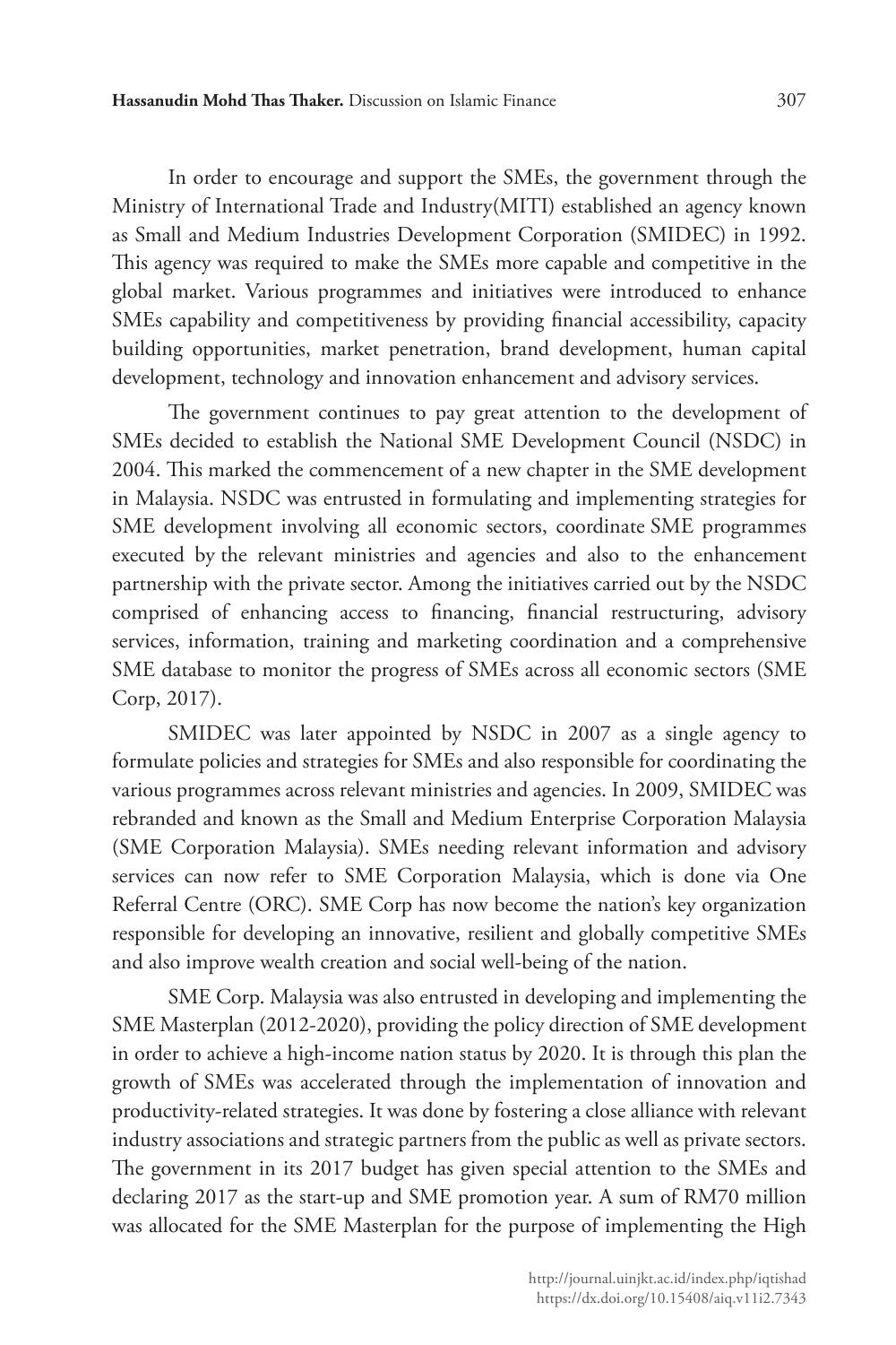In order to encourage and support the SMEs, the government through the Ministry of International Trade and Industry(MITI) established an agency known as Small and Medium Industries Development Corporation (SMIDEC) in 1992. This agency was required to make the SMEs more capable and competitive in the global market. Various programmes and initiatives were introduced to enhance SMEs capability and competitiveness by providing financial accessibility, capacity building opportunities, market penetration, brand development, human capital development, technology and innovation enhancement and advisory services.

The government continues to pay great attention to the development of SMEs decided to establish the National SME Development Council (NSDC) in 2004. This marked the commencement of a new chapter in the SME development in Malaysia. NSDC was entrusted in formulating and implementing strategies for SME development involving all economic sectors, coordinate SME programmes executed by the relevant ministries and agencies and also to the enhancement partnership with the private sector. Among the initiatives carried out by the NSDC comprised of enhancing access to financing, financial restructuring, advisory services, information, training and marketing coordination and a comprehensive SME database to monitor the progress of SMEs across all economic sectors (SME Corp, 2017).

SMIDEC was later appointed by NSDC in 2007 as a single agency to formulate policies and strategies for SMEs and also responsible for coordinating the various programmes across relevant ministries and agencies. In 2009, SMIDEC was rebranded and known as the Small and Medium Enterprise Corporation Malaysia (SME Corporation Malaysia). SMEs needing relevant information and advisory services can now refer to SME Corporation Malaysia, which is done via One Referral Centre (ORC). SME Corp has now become the nation's key organization responsible for developing an innovative, resilient and globally competitive SMEs and also improve wealth creation and social well-being of the nation.

SME Corp. Malaysia was also entrusted in developing and implementing the SME Masterplan (2012-2020), providing the policy direction of SME development in order to achieve a high-income nation status by 2020. It is through this plan the growth of SMEs was accelerated through the implementation of innovation and productivity-related strategies. It was done by fostering a close alliance with relevant industry associations and strategic partners from the public as well as private sectors. The government in its 2017 budget has given special attention to the SMEs and declaring 2017 as the start-up and SME promotion year. A sum of RM70 million was allocated for the SME Masterplan for the purpose of implementing the High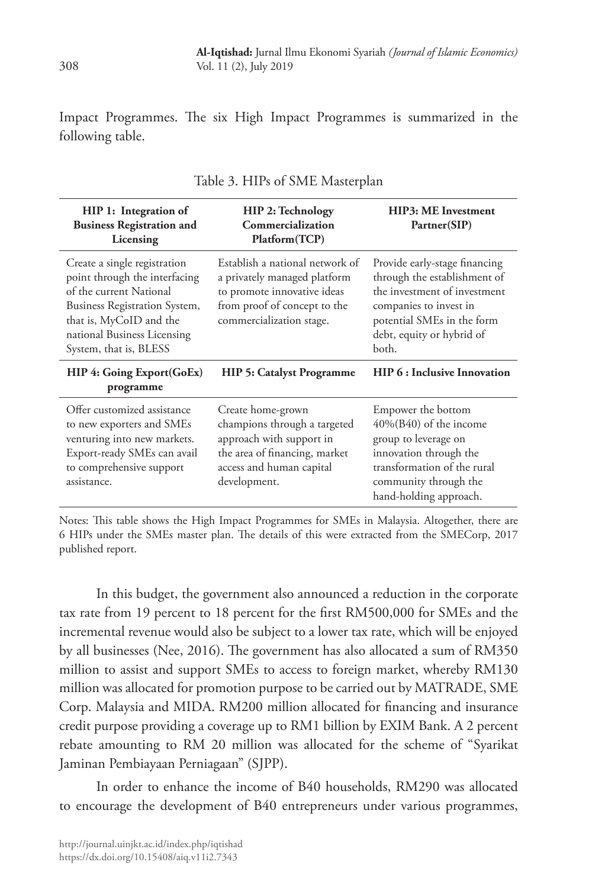Impact Programmes. The six High Impact Programmes is summarized in the following table.

Table 3. HIPs of SME Masterplan

| **HIP 1: Integration of Business Registration and Licensing** | **HIP 2: Technology Commercialization Platform(TCP)** | **HIP3: ME Investment Partner(SIP)** |
|---|---|---|
| Create a single registration point through the interfacing of the current National Business Registration System, that is, MyCoID and the national Business Licensing System, that is, BLESS | Establish a national network of a privately managed platform to promote innovative ideas from proof of concept to the commercialization stage. | Provide early-stage financing through the establishment of the investment of investment companies to invest in potential SMEs in the form debt, equity or hybrid of both. |
| **HIP 4: Going Export(GoEx) programme** | **HIP 5: Catalyst Programme** | **HIP 6 : Inclusive Innovation** |
| Offer customized assistance to new exporters and SMEs venturing into new markets. Export-ready SMEs can avail to comprehensive support assistance. | Create home-grown champions through a targeted approach with support in the area of financing, market access and human capital development. | Empower the bottom 40%(B40) of the income group to leverage on innovation through the transformation of the rural community through the hand-holding approach. |

Notes: This table shows the High Impact Programmes for SMEs in Malaysia. Altogether, there are 6 HIPs under the SMEs master plan. The details of this were extracted from the SMECorp, 2017 published report.

In this budget, the government also announced a reduction in the corporate tax rate from 19 percent to 18 percent for the first RM500,000 for SMEs and the incremental revenue would also be subject to a lower tax rate, which will be enjoyed by all businesses (Nee, 2016). The government has also allocated a sum of RM350 million to assist and support SMEs to access to foreign market, whereby RM130 million was allocated for promotion purpose to be carried out by MATRADE, SME Corp. Malaysia and MIDA. RM200 million allocated for financing and insurance credit purpose providing a coverage up to RM1 billion by EXIM Bank. A 2 percent rebate amounting to RM 20 million was allocated for the scheme of "Syarikat Jaminan Pembiayaan Perniagaan" (SJPP).

In order to enhance the income of B40 households, RM290 was allocated to encourage the development of B40 entrepreneurs under various programmes,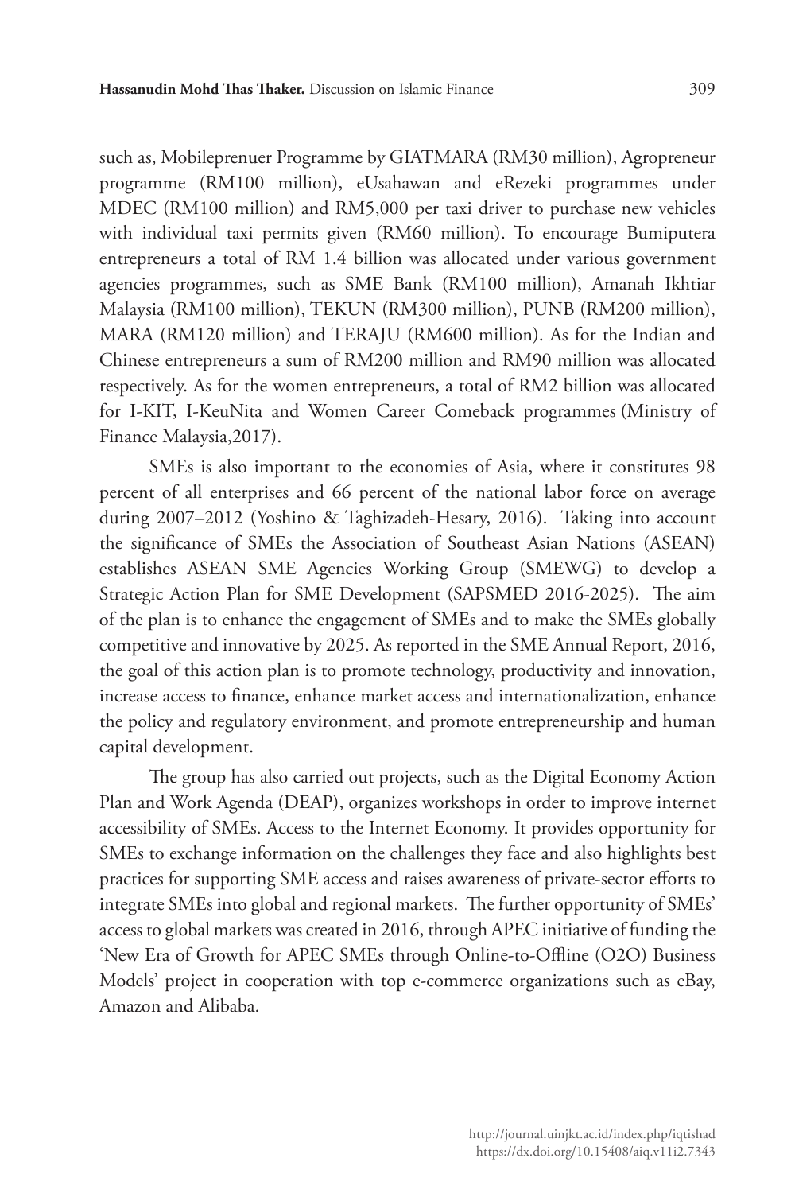such as, Mobileprenuer Programme by GIATMARA (RM30 million), Agropreneur programme (RM100 million), eUsahawan and eRezeki programmes under MDEC (RM100 million) and RM5,000 per taxi driver to purchase new vehicles with individual taxi permits given (RM60 million). To encourage Bumiputera entrepreneurs a total of RM 1.4 billion was allocated under various government agencies programmes, such as SME Bank (RM100 million), Amanah Ikhtiar Malaysia (RM100 million), TEKUN (RM300 million), PUNB (RM200 million), MARA (RM120 million) and TERAJU (RM600 million). As for the Indian and Chinese entrepreneurs a sum of RM200 million and RM90 million was allocated respectively. As for the women entrepreneurs, a total of RM2 billion was allocated for I-KIT, I-KeuNita and Women Career Comeback programmes (Ministry of Finance Malaysia,2017).

SMEs is also important to the economies of Asia, where it constitutes 98 percent of all enterprises and 66 percent of the national labor force on average during 2007–2012 (Yoshino & Taghizadeh-Hesary, 2016). Taking into account the significance of SMEs the Association of Southeast Asian Nations (ASEAN) establishes ASEAN SME Agencies Working Group (SMEWG) to develop a Strategic Action Plan for SME Development (SAPSMED 2016-2025). The aim of the plan is to enhance the engagement of SMEs and to make the SMEs globally competitive and innovative by 2025. As reported in the SME Annual Report, 2016, the goal of this action plan is to promote technology, productivity and innovation, increase access to finance, enhance market access and internationalization, enhance the policy and regulatory environment, and promote entrepreneurship and human capital development.

The group has also carried out projects, such as the Digital Economy Action Plan and Work Agenda (DEAP), organizes workshops in order to improve internet accessibility of SMEs. Access to the Internet Economy. It provides opportunity for SMEs to exchange information on the challenges they face and also highlights best practices for supporting SME access and raises awareness of private-sector efforts to integrate SMEs into global and regional markets. The further opportunity of SMEs' access to global markets was created in 2016, through APEC initiative of funding the 'New Era of Growth for APEC SMEs through Online-to-Offline (O2O) Business Models' project in cooperation with top e-commerce organizations such as eBay, Amazon and Alibaba.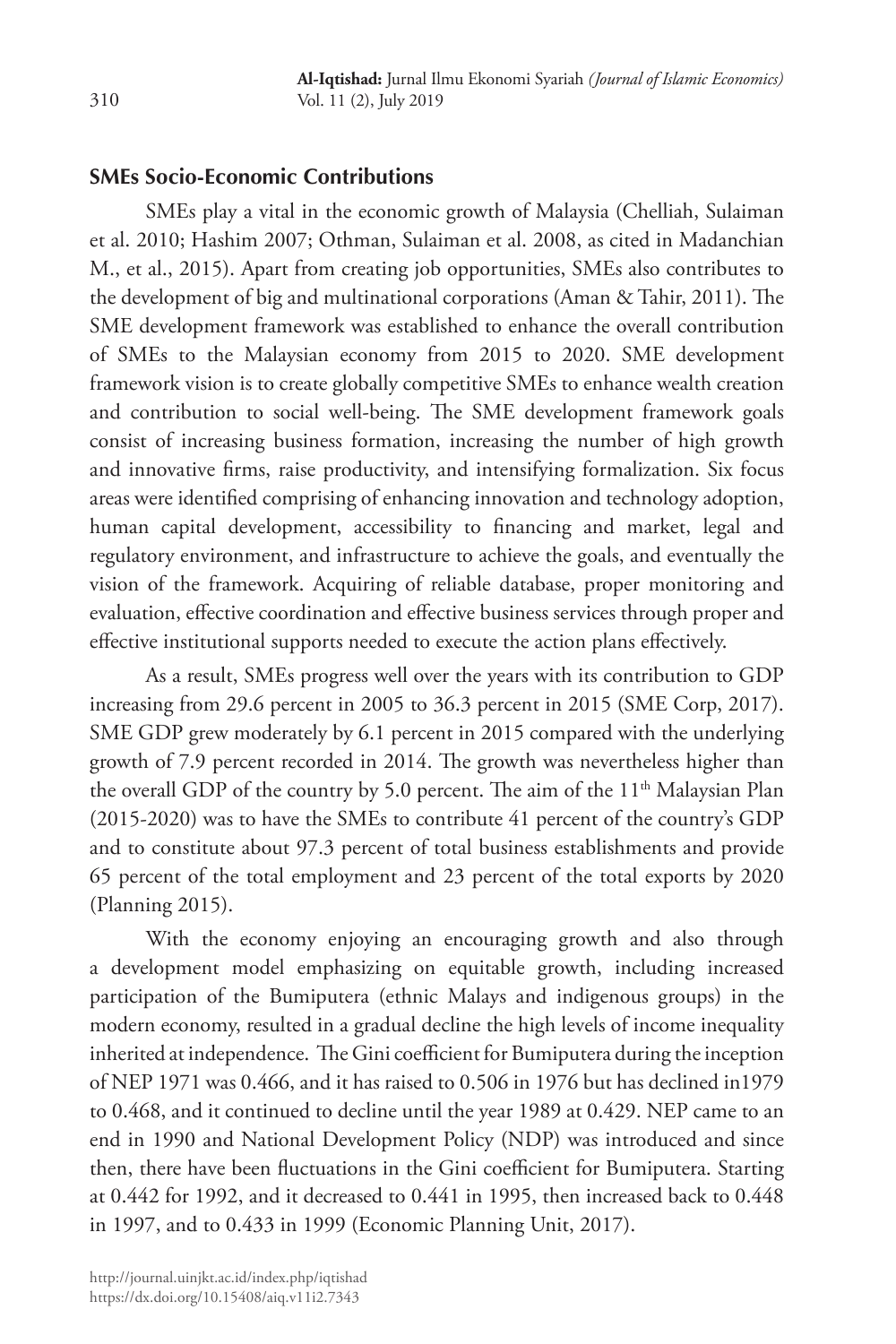**SMEs Socio-Economic Contributions**

SMEs play a vital in the economic growth of Malaysia (Chelliah, Sulaiman et al. 2010; Hashim 2007; Othman, Sulaiman et al. 2008, as cited in Madanchian M., et al., 2015). Apart from creating job opportunities, SMEs also contributes to the development of big and multinational corporations (Aman & Tahir, 2011). The SME development framework was established to enhance the overall contribution of SMEs to the Malaysian economy from 2015 to 2020. SME development framework vision is to create globally competitive SMEs to enhance wealth creation and contribution to social well-being. The SME development framework goals consist of increasing business formation, increasing the number of high growth and innovative firms, raise productivity, and intensifying formalization. Six focus areas were identified comprising of enhancing innovation and technology adoption, human capital development, accessibility to financing and market, legal and regulatory environment, and infrastructure to achieve the goals, and eventually the vision of the framework. Acquiring of reliable database, proper monitoring and evaluation, effective coordination and effective business services through proper and effective institutional supports needed to execute the action plans effectively.

As a result, SMEs progress well over the years with its contribution to GDP increasing from 29.6 percent in 2005 to 36.3 percent in 2015 (SME Corp, 2017). SME GDP grew moderately by 6.1 percent in 2015 compared with the underlying growth of 7.9 percent recorded in 2014. The growth was nevertheless higher than the overall GDP of the country by 5.0 percent. The aim of the 11th Malaysian Plan (2015-2020) was to have the SMEs to contribute 41 percent of the country's GDP and to constitute about 97.3 percent of total business establishments and provide 65 percent of the total employment and 23 percent of the total exports by 2020 (Planning 2015).

With the economy enjoying an encouraging growth and also through a development model emphasizing on equitable growth, including increased participation of the Bumiputera (ethnic Malays and indigenous groups) in the modern economy, resulted in a gradual decline the high levels of income inequality inherited at independence. The Gini coefficient for Bumiputera during the inception of NEP 1971 was 0.466, and it has raised to 0.506 in 1976 but has declined in1979 to 0.468, and it continued to decline until the year 1989 at 0.429. NEP came to an end in 1990 and National Development Policy (NDP) was introduced and since then, there have been fluctuations in the Gini coefficient for Bumiputera. Starting at 0.442 for 1992, and it decreased to 0.441 in 1995, then increased back to 0.448 in 1997, and to 0.433 in 1999 (Economic Planning Unit, 2017).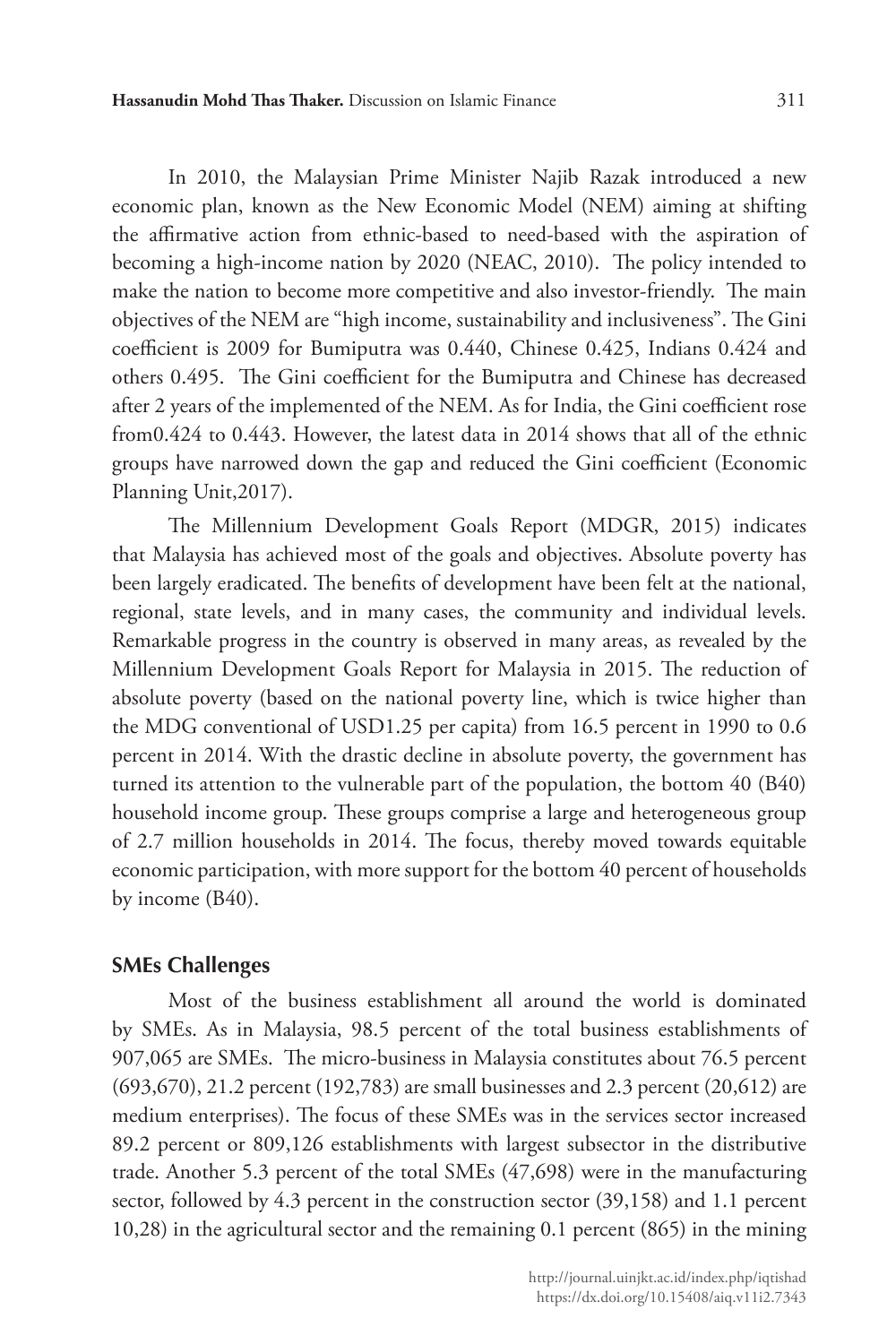In 2010, the Malaysian Prime Minister Najib Razak introduced a new economic plan, known as the New Economic Model (NEM) aiming at shifting the affirmative action from ethnic-based to need-based with the aspiration of becoming a high-income nation by 2020 (NEAC, 2010). The policy intended to make the nation to become more competitive and also investor-friendly. The main objectives of the NEM are "high income, sustainability and inclusiveness". The Gini coefficient is 2009 for Bumiputra was 0.440, Chinese 0.425, Indians 0.424 and others 0.495. The Gini coefficient for the Bumiputra and Chinese has decreased after 2 years of the implemented of the NEM. As for India, the Gini coefficient rose from0.424 to 0.443. However, the latest data in 2014 shows that all of the ethnic groups have narrowed down the gap and reduced the Gini coefficient (Economic Planning Unit,2017).

The Millennium Development Goals Report (MDGR, 2015) indicates that Malaysia has achieved most of the goals and objectives. Absolute poverty has been largely eradicated. The benefits of development have been felt at the national, regional, state levels, and in many cases, the community and individual levels. Remarkable progress in the country is observed in many areas, as revealed by the Millennium Development Goals Report for Malaysia in 2015. The reduction of absolute poverty (based on the national poverty line, which is twice higher than the MDG conventional of USD1.25 per capita) from 16.5 percent in 1990 to 0.6 percent in 2014. With the drastic decline in absolute poverty, the government has turned its attention to the vulnerable part of the population, the bottom 40 (B40) household income group. These groups comprise a large and heterogeneous group of 2.7 million households in 2014. The focus, thereby moved towards equitable economic participation, with more support for the bottom 40 percent of households by income (B40).

## SMEs Challenges

Most of the business establishment all around the world is dominated by SMEs. As in Malaysia, 98.5 percent of the total business establishments of 907,065 are SMEs. The micro-business in Malaysia constitutes about 76.5 percent (693,670), 21.2 percent (192,783) are small businesses and 2.3 percent (20,612) are medium enterprises). The focus of these SMEs was in the services sector increased 89.2 percent or 809,126 establishments with largest subsector in the distributive trade. Another 5.3 percent of the total SMEs (47,698) were in the manufacturing sector, followed by 4.3 percent in the construction sector (39,158) and 1.1 percent 10,28) in the agricultural sector and the remaining 0.1 percent (865) in the mining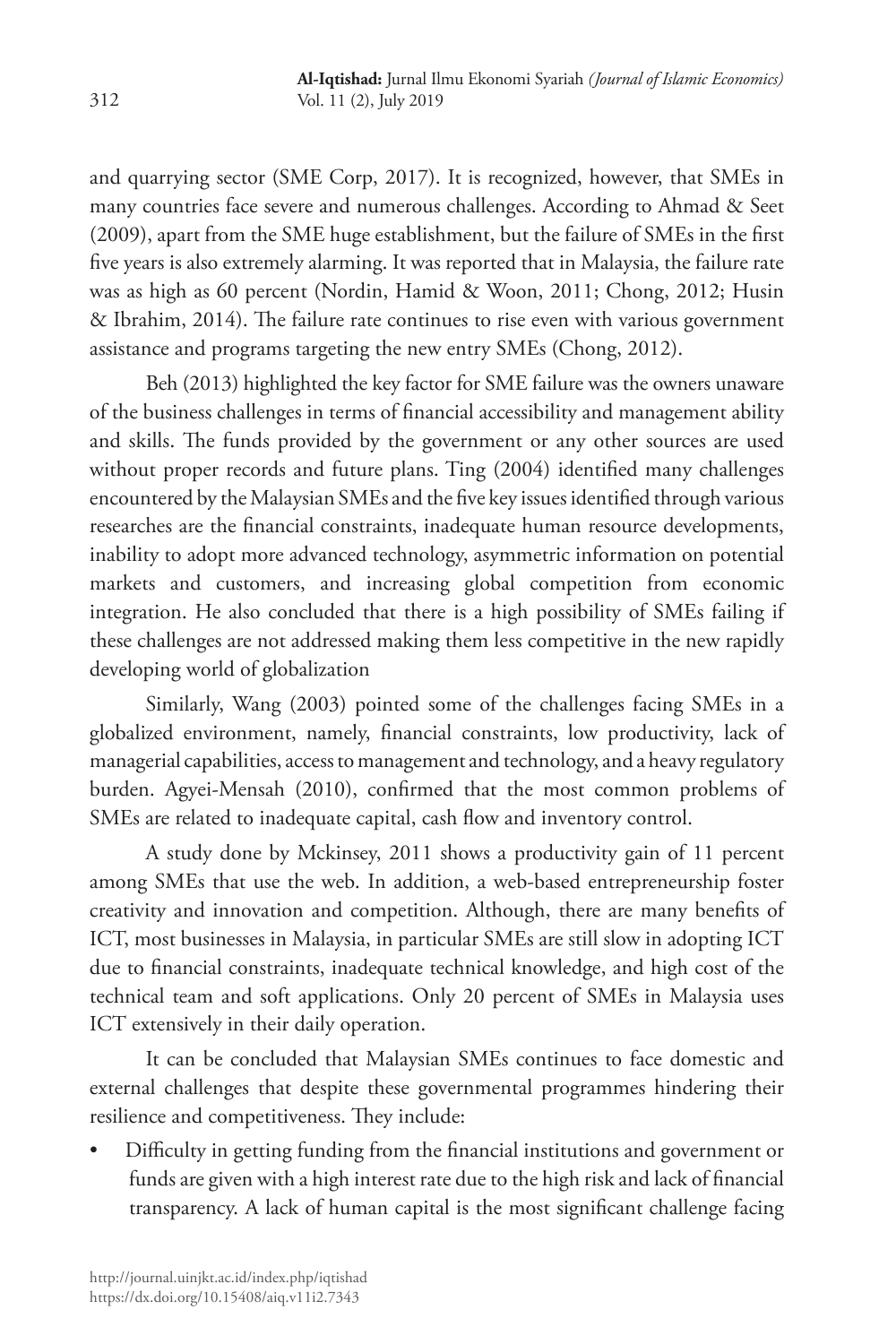and quarrying sector (SME Corp, 2017). It is recognized, however, that SMEs in many countries face severe and numerous challenges. According to Ahmad & Seet (2009), apart from the SME huge establishment, but the failure of SMEs in the first five years is also extremely alarming. It was reported that in Malaysia, the failure rate was as high as 60 percent (Nordin, Hamid & Woon, 2011; Chong, 2012; Husin & Ibrahim, 2014). The failure rate continues to rise even with various government assistance and programs targeting the new entry SMEs (Chong, 2012).

Beh (2013) highlighted the key factor for SME failure was the owners unaware of the business challenges in terms of financial accessibility and management ability and skills. The funds provided by the government or any other sources are used without proper records and future plans. Ting (2004) identified many challenges encountered by the Malaysian SMEs and the five key issues identified through various researches are the financial constraints, inadequate human resource developments, inability to adopt more advanced technology, asymmetric information on potential markets and customers, and increasing global competition from economic integration. He also concluded that there is a high possibility of SMEs failing if these challenges are not addressed making them less competitive in the new rapidly developing world of globalization

Similarly, Wang (2003) pointed some of the challenges facing SMEs in a globalized environment, namely, financial constraints, low productivity, lack of managerial capabilities, access to management and technology, and a heavy regulatory burden. Agyei-Mensah (2010), confirmed that the most common problems of SMEs are related to inadequate capital, cash flow and inventory control.

A study done by Mckinsey, 2011 shows a productivity gain of 11 percent among SMEs that use the web. In addition, a web-based entrepreneurship foster creativity and innovation and competition. Although, there are many benefits of ICT, most businesses in Malaysia, in particular SMEs are still slow in adopting ICT due to financial constraints, inadequate technical knowledge, and high cost of the technical team and soft applications. Only 20 percent of SMEs in Malaysia uses ICT extensively in their daily operation.

It can be concluded that Malaysian SMEs continues to face domestic and external challenges that despite these governmental programmes hindering their resilience and competitiveness. They include:

- Difficulty in getting funding from the financial institutions and government or funds are given with a high interest rate due to the high risk and lack of financial transparency. A lack of human capital is the most significant challenge facing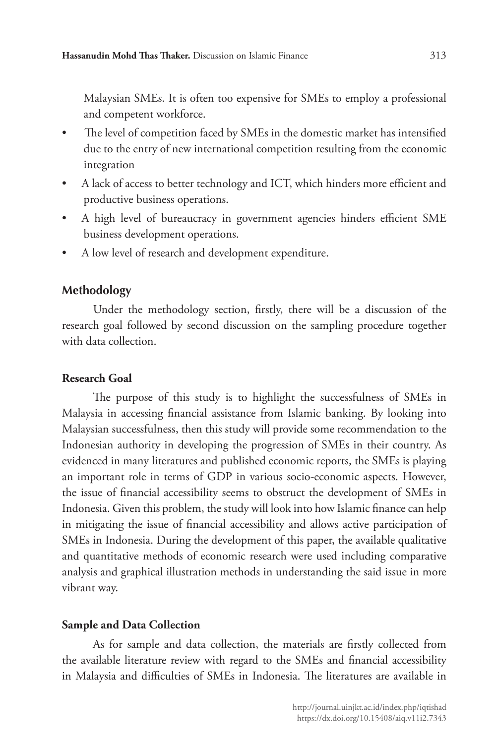Malaysian SMEs. It is often too expensive for SMEs to employ a professional and competent workforce.

- The level of competition faced by SMEs in the domestic market has intensified due to the entry of new international competition resulting from the economic integration
- A lack of access to better technology and ICT, which hinders more efficient and productive business operations.
- A high level of bureaucracy in government agencies hinders efficient SME business development operations.
- A low level of research and development expenditure.

## Methodology

Under the methodology section, firstly, there will be a discussion of the research goal followed by second discussion on the sampling procedure together with data collection.

### Research Goal

The purpose of this study is to highlight the successfulness of SMEs in Malaysia in accessing financial assistance from Islamic banking. By looking into Malaysian successfulness, then this study will provide some recommendation to the Indonesian authority in developing the progression of SMEs in their country. As evidenced in many literatures and published economic reports, the SMEs is playing an important role in terms of GDP in various socio-economic aspects. However, the issue of financial accessibility seems to obstruct the development of SMEs in Indonesia. Given this problem, the study will look into how Islamic finance can help in mitigating the issue of financial accessibility and allows active participation of SMEs in Indonesia. During the development of this paper, the available qualitative and quantitative methods of economic research were used including comparative analysis and graphical illustration methods in understanding the said issue in more vibrant way.

### Sample and Data Collection

As for sample and data collection, the materials are firstly collected from the available literature review with regard to the SMEs and financial accessibility in Malaysia and difficulties of SMEs in Indonesia. The literatures are available in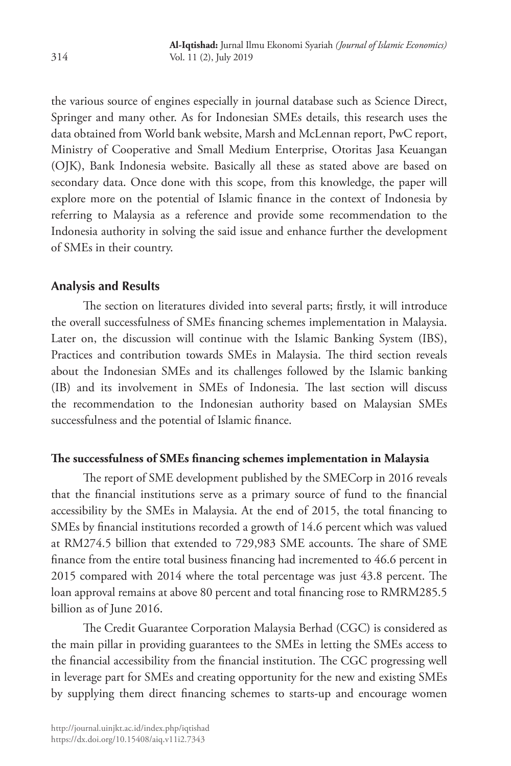the various source of engines especially in journal database such as Science Direct, Springer and many other. As for Indonesian SMEs details, this research uses the data obtained from World bank website, Marsh and McLennan report, PwC report, Ministry of Cooperative and Small Medium Enterprise, Otoritas Jasa Keuangan (OJK), Bank Indonesia website. Basically all these as stated above are based on secondary data. Once done with this scope, from this knowledge, the paper will explore more on the potential of Islamic finance in the context of Indonesia by referring to Malaysia as a reference and provide some recommendation to the Indonesia authority in solving the said issue and enhance further the development of SMEs in their country.

## Analysis and Results

The section on literatures divided into several parts; firstly, it will introduce the overall successfulness of SMEs financing schemes implementation in Malaysia. Later on, the discussion will continue with the Islamic Banking System (IBS), Practices and contribution towards SMEs in Malaysia. The third section reveals about the Indonesian SMEs and its challenges followed by the Islamic banking (IB) and its involvement in SMEs of Indonesia. The last section will discuss the recommendation to the Indonesian authority based on Malaysian SMEs successfulness and the potential of Islamic finance.

### The successfulness of SMEs financing schemes implementation in Malaysia

The report of SME development published by the SMECorp in 2016 reveals that the financial institutions serve as a primary source of fund to the financial accessibility by the SMEs in Malaysia. At the end of 2015, the total financing to SMEs by financial institutions recorded a growth of 14.6 percent which was valued at RM274.5 billion that extended to 729,983 SME accounts. The share of SME finance from the entire total business financing had incremented to 46.6 percent in 2015 compared with 2014 where the total percentage was just 43.8 percent. The loan approval remains at above 80 percent and total financing rose to RMRM285.5 billion as of June 2016.

The Credit Guarantee Corporation Malaysia Berhad (CGC) is considered as the main pillar in providing guarantees to the SMEs in letting the SMEs access to the financial accessibility from the financial institution. The CGC progressing well in leverage part for SMEs and creating opportunity for the new and existing SMEs by supplying them direct financing schemes to starts-up and encourage women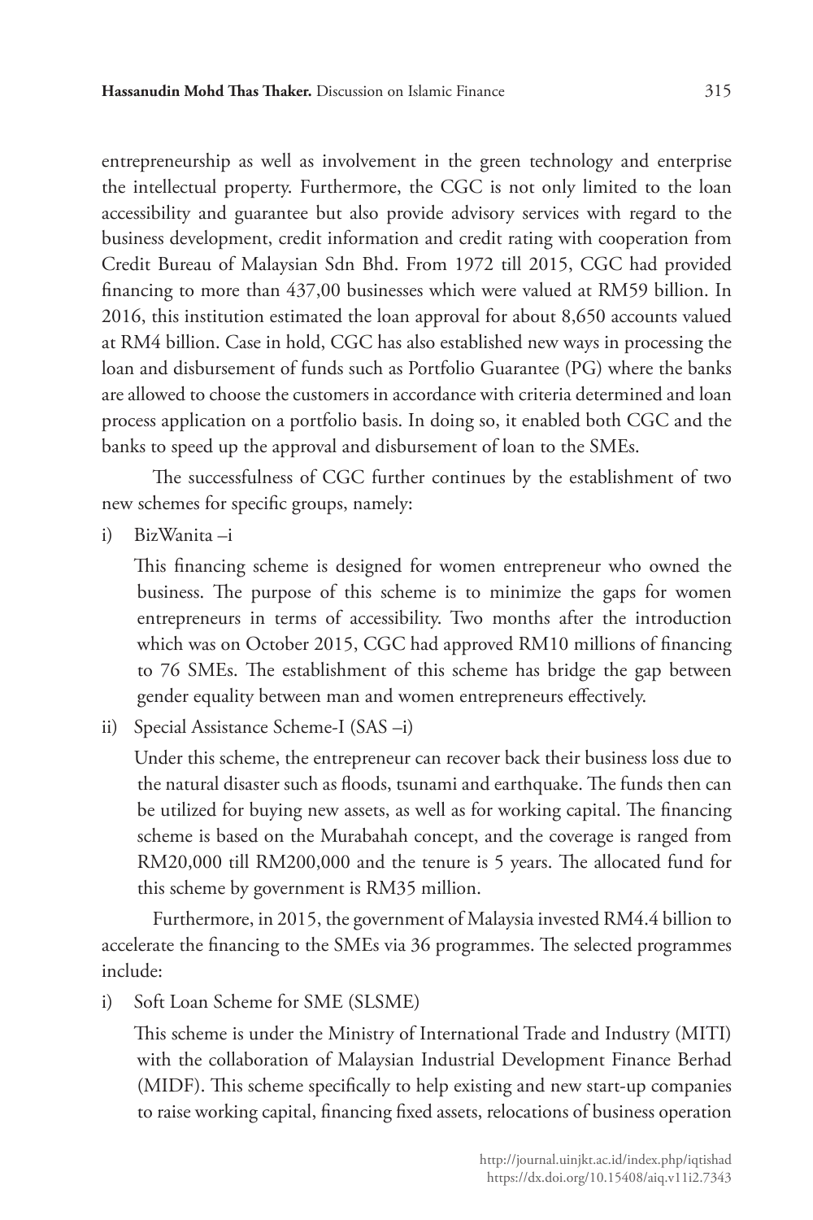entrepreneurship as well as involvement in the green technology and enterprise the intellectual property. Furthermore, the CGC is not only limited to the loan accessibility and guarantee but also provide advisory services with regard to the business development, credit information and credit rating with cooperation from Credit Bureau of Malaysian Sdn Bhd. From 1972 till 2015, CGC had provided financing to more than 437,00 businesses which were valued at RM59 billion. In 2016, this institution estimated the loan approval for about 8,650 accounts valued at RM4 billion. Case in hold, CGC has also established new ways in processing the loan and disbursement of funds such as Portfolio Guarantee (PG) where the banks are allowed to choose the customers in accordance with criteria determined and loan process application on a portfolio basis. In doing so, it enabled both CGC and the banks to speed up the approval and disbursement of loan to the SMEs.

The successfulness of CGC further continues by the establishment of two new schemes for specific groups, namely:

i) BizWanita –i

This financing scheme is designed for women entrepreneur who owned the business. The purpose of this scheme is to minimize the gaps for women entrepreneurs in terms of accessibility. Two months after the introduction which was on October 2015, CGC had approved RM10 millions of financing to 76 SMEs. The establishment of this scheme has bridge the gap between gender equality between man and women entrepreneurs effectively.

ii) Special Assistance Scheme-I (SAS –i)

Under this scheme, the entrepreneur can recover back their business loss due to the natural disaster such as floods, tsunami and earthquake. The funds then can be utilized for buying new assets, as well as for working capital. The financing scheme is based on the Murabahah concept, and the coverage is ranged from RM20,000 till RM200,000 and the tenure is 5 years. The allocated fund for this scheme by government is RM35 million.

Furthermore, in 2015, the government of Malaysia invested RM4.4 billion to accelerate the financing to the SMEs via 36 programmes. The selected programmes include:

i) Soft Loan Scheme for SME (SLSME)

This scheme is under the Ministry of International Trade and Industry (MITI) with the collaboration of Malaysian Industrial Development Finance Berhad (MIDF). This scheme specifically to help existing and new start-up companies to raise working capital, financing fixed assets, relocations of business operation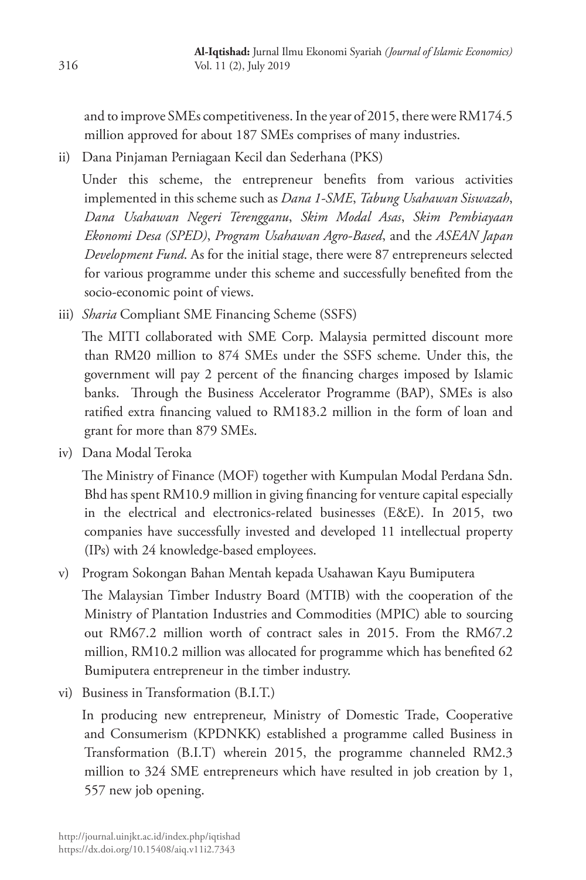and to improve SMEs competitiveness. In the year of 2015, there were RM174.5 million approved for about 187 SMEs comprises of many industries.

ii) Dana Pinjaman Perniagaan Kecil dan Sederhana (PKS)

   Under this scheme, the entrepreneur benefits from various activities implemented in this scheme such as *Dana 1-SME*, *Tabung Usahawan Siswazah*, *Dana Usahawan Negeri Terengganu*, *Skim Modal Asas*, *Skim Pembiayaan Ekonomi Desa (SPED)*, *Program Usahawan Agro-Based*, and the *ASEAN Japan Development Fund*. As for the initial stage, there were 87 entrepreneurs selected for various programme under this scheme and successfully benefited from the socio-economic point of views.

iii) *Sharia* Compliant SME Financing Scheme (SSFS)

   The MITI collaborated with SME Corp. Malaysia permitted discount more than RM20 million to 874 SMEs under the SSFS scheme. Under this, the government will pay 2 percent of the financing charges imposed by Islamic banks. Through the Business Accelerator Programme (BAP), SMEs is also ratified extra financing valued to RM183.2 million in the form of loan and grant for more than 879 SMEs.

iv) Dana Modal Teroka

   The Ministry of Finance (MOF) together with Kumpulan Modal Perdana Sdn. Bhd has spent RM10.9 million in giving financing for venture capital especially in the electrical and electronics-related businesses (E&E). In 2015, two companies have successfully invested and developed 11 intellectual property (IPs) with 24 knowledge-based employees.

v) Program Sokongan Bahan Mentah kepada Usahawan Kayu Bumiputera

   The Malaysian Timber Industry Board (MTIB) with the cooperation of the Ministry of Plantation Industries and Commodities (MPIC) able to sourcing out RM67.2 million worth of contract sales in 2015. From the RM67.2 million, RM10.2 million was allocated for programme which has benefited 62 Bumiputera entrepreneur in the timber industry.

vi) Business in Transformation (B.I.T.)

   In producing new entrepreneur, Ministry of Domestic Trade, Cooperative and Consumerism (KPDNKK) established a programme called Business in Transformation (B.I.T) wherein 2015, the programme channeled RM2.3 million to 324 SME entrepreneurs which have resulted in job creation by 1, 557 new job opening.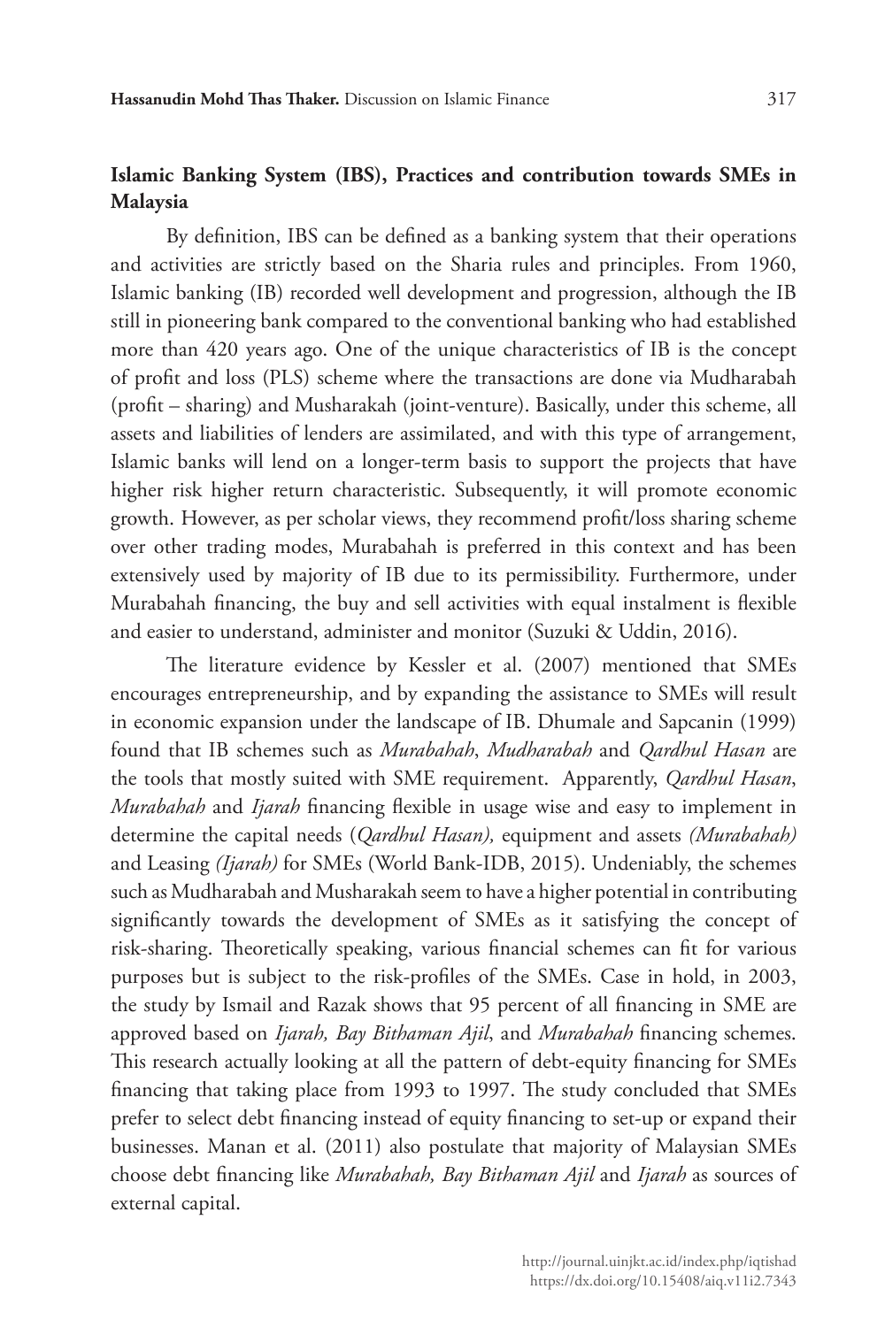## Islamic Banking System (IBS), Practices and contribution towards SMEs in Malaysia

By definition, IBS can be defined as a banking system that their operations and activities are strictly based on the Sharia rules and principles. From 1960, Islamic banking (IB) recorded well development and progression, although the IB still in pioneering bank compared to the conventional banking who had established more than 420 years ago. One of the unique characteristics of IB is the concept of profit and loss (PLS) scheme where the transactions are done via Mudharabah (profit – sharing) and Musharakah (joint-venture). Basically, under this scheme, all assets and liabilities of lenders are assimilated, and with this type of arrangement, Islamic banks will lend on a longer-term basis to support the projects that have higher risk higher return characteristic. Subsequently, it will promote economic growth. However, as per scholar views, they recommend profit/loss sharing scheme over other trading modes, Murabahah is preferred in this context and has been extensively used by majority of IB due to its permissibility. Furthermore, under Murabahah financing, the buy and sell activities with equal instalment is flexible and easier to understand, administer and monitor (Suzuki & Uddin, 2016).

The literature evidence by Kessler et al. (2007) mentioned that SMEs encourages entrepreneurship, and by expanding the assistance to SMEs will result in economic expansion under the landscape of IB. Dhumale and Sapcanin (1999) found that IB schemes such as *Murabahah*, *Mudharabah* and *Qardhul Hasan* are the tools that mostly suited with SME requirement. Apparently, *Qardhul Hasan*, *Murabahah* and *Ijarah* financing flexible in usage wise and easy to implement in determine the capital needs (*Qardhul Hasan),* equipment and assets *(Murabahah)* and Leasing *(Ijarah)* for SMEs (World Bank-IDB, 2015). Undeniably, the schemes such as Mudharabah and Musharakah seem to have a higher potential in contributing significantly towards the development of SMEs as it satisfying the concept of risk-sharing. Theoretically speaking, various financial schemes can fit for various purposes but is subject to the risk-profiles of the SMEs. Case in hold, in 2003, the study by Ismail and Razak shows that 95 percent of all financing in SME are approved based on *Ijarah, Bay Bithaman Ajil*, and *Murabahah* financing schemes. This research actually looking at all the pattern of debt-equity financing for SMEs financing that taking place from 1993 to 1997. The study concluded that SMEs prefer to select debt financing instead of equity financing to set-up or expand their businesses. Manan et al. (2011) also postulate that majority of Malaysian SMEs choose debt financing like *Murabahah, Bay Bithaman Ajil* and *Ijarah* as sources of external capital.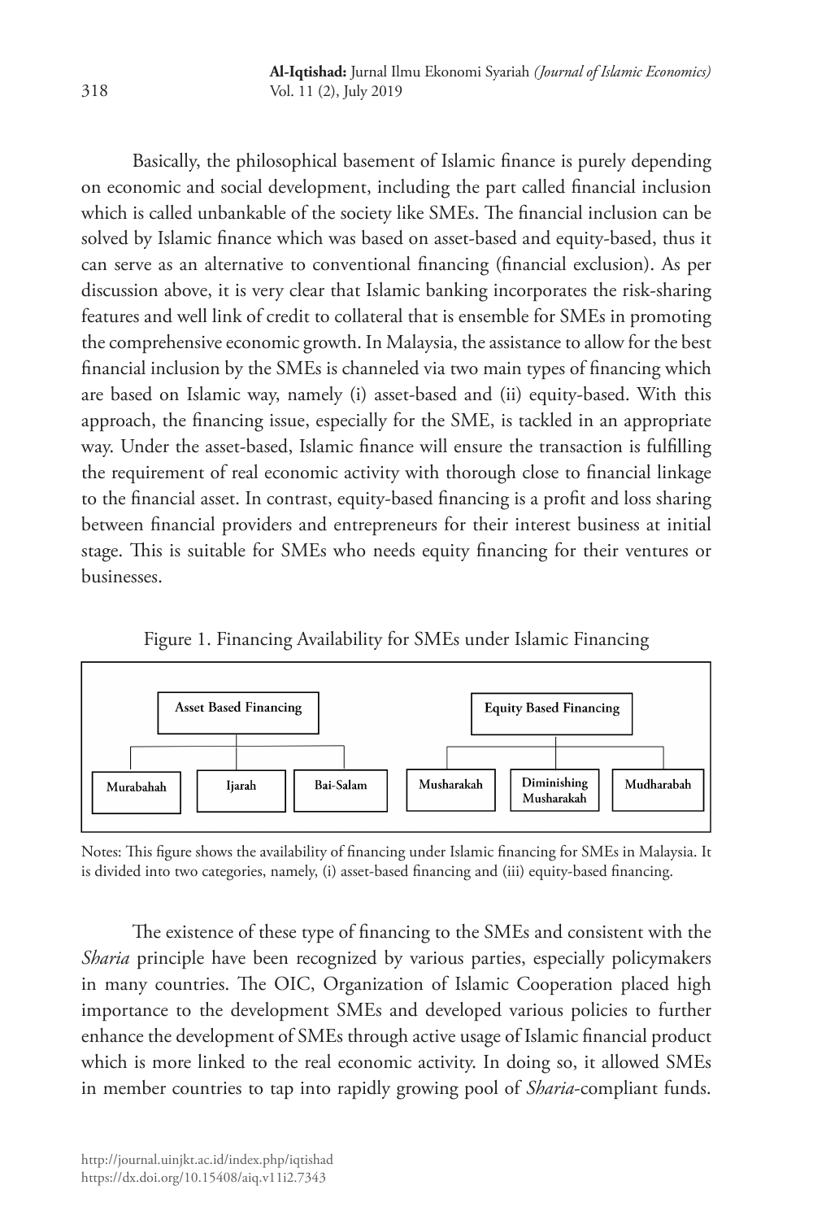Basically, the philosophical basement of Islamic finance is purely depending on economic and social development, including the part called financial inclusion which is called unbankable of the society like SMEs. The financial inclusion can be solved by Islamic finance which was based on asset-based and equity-based, thus it can serve as an alternative to conventional financing (financial exclusion). As per discussion above, it is very clear that Islamic banking incorporates the risk-sharing features and well link of credit to collateral that is ensemble for SMEs in promoting the comprehensive economic growth. In Malaysia, the assistance to allow for the best financial inclusion by the SMEs is channeled via two main types of financing which are based on Islamic way, namely (i) asset-based and (ii) equity-based. With this approach, the financing issue, especially for the SME, is tackled in an appropriate way. Under the asset-based, Islamic finance will ensure the transaction is fulfilling the requirement of real economic activity with thorough close to financial linkage to the financial asset. In contrast, equity-based financing is a profit and loss sharing between financial providers and entrepreneurs for their interest business at initial stage. This is suitable for SMEs who needs equity financing for their ventures or businesses.

Figure 1. Financing Availability for SMEs under Islamic Financing

- **Asset Based Financing**
  - Murabahah
  - Ijarah
  - Bai-Salam
- **Equity Based Financing**
  - Musharakah
  - Diminishing Musharakah
  - Mudharabah

Notes: This figure shows the availability of financing under Islamic financing for SMEs in Malaysia. It is divided into two categories, namely, (i) asset-based financing and (iii) equity-based financing.

The existence of these type of financing to the SMEs and consistent with the *Sharia* principle have been recognized by various parties, especially policymakers in many countries. The OIC, Organization of Islamic Cooperation placed high importance to the development SMEs and developed various policies to further enhance the development of SMEs through active usage of Islamic financial product which is more linked to the real economic activity. In doing so, it allowed SMEs in member countries to tap into rapidly growing pool of *Sharia*-compliant funds.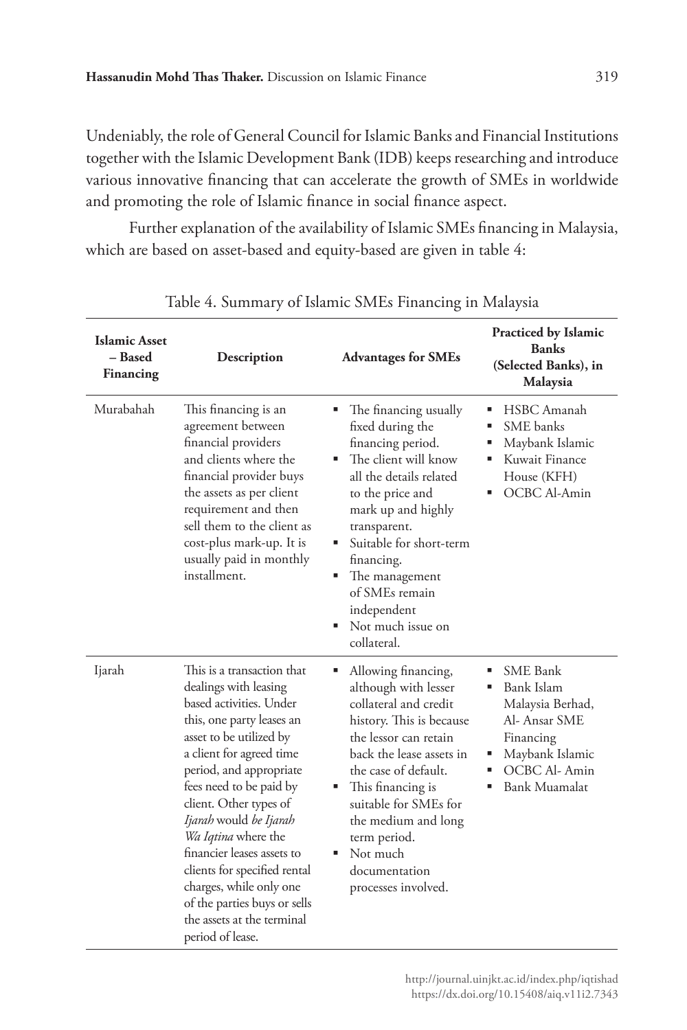Undeniably, the role of General Council for Islamic Banks and Financial Institutions together with the Islamic Development Bank (IDB) keeps researching and introduce various innovative financing that can accelerate the growth of SMEs in worldwide and promoting the role of Islamic finance in social finance aspect.

Further explanation of the availability of Islamic SMEs financing in Malaysia, which are based on asset-based and equity-based are given in table 4:

Table 4. Summary of Islamic SMEs Financing in Malaysia

| Islamic Asset – Based Financing | Description | Advantages for SMEs | Practiced by Islamic Banks (Selected Banks), in Malaysia |
|---|---|---|---|
| Murabahah | This financing is an agreement between financial providers and clients where the financial provider buys the assets as per client requirement and then sell them to the client as cost-plus mark-up. It is usually paid in monthly installment. | ▪ The financing usually fixed during the financing period.<br>▪ The client will know all the details related to the price and mark up and highly transparent.<br>▪ Suitable for short-term financing.<br>▪ The management of SMEs remain independent<br>▪ Not much issue on collateral. | ▪ HSBC Amanah<br>▪ SME banks<br>▪ Maybank Islamic<br>▪ Kuwait Finance House (KFH)<br>▪ OCBC Al-Amin |
| Ijarah | This is a transaction that dealings with leasing based activities. Under this, one party leases an asset to be utilized by a client for agreed time period, and appropriate fees need to be paid by client. Other types of *Ijarah* would *be Ijarah Wa Iqtina* where the financier leases assets to clients for specified rental charges, while only one of the parties buys or sells the assets at the terminal period of lease. | ▪ Allowing financing, although with lesser collateral and credit history. This is because the lessor can retain back the lease assets in the case of default.<br>▪ This financing is suitable for SMEs for the medium and long term period.<br>▪ Not much documentation processes involved. | ▪ SME Bank<br>▪ Bank Islam Malaysia Berhad, Al- Ansar SME Financing<br>▪ Maybank Islamic<br>▪ OCBC Al- Amin<br>▪ Bank Muamalat |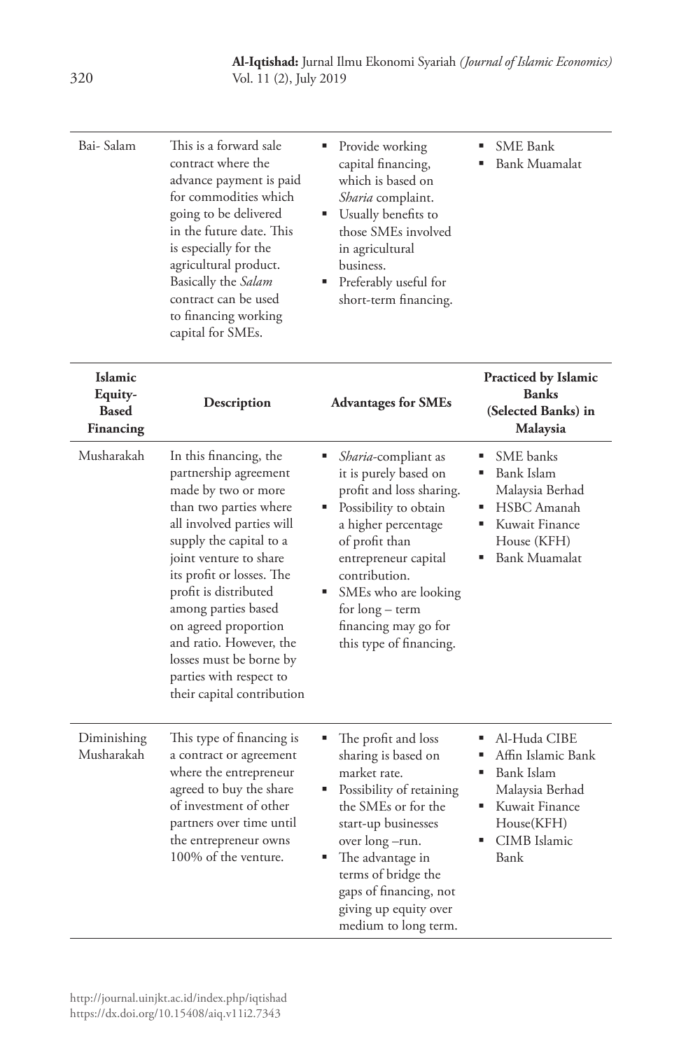| | | | |
|---|---|---|---|
| Bai- Salam | This is a forward sale contract where the advance payment is paid for commodities which going to be delivered in the future date. This is especially for the agricultural product. Basically the *Salam* contract can be used to financing working capital for SMEs. | ▪ Provide working capital financing, which is based on *Sharia* complaint.<br>▪ Usually benefits to those SMEs involved in agricultural business.<br>▪ Preferably useful for short-term financing. | ▪ SME Bank<br>▪ Bank Muamalat |

| **Islamic Equity-Based Financing** | **Description** | **Advantages for SMEs** | **Practiced by Islamic Banks (Selected Banks) in Malaysia** |
|---|---|---|---|
| Musharakah | In this financing, the partnership agreement made by two or more than two parties where all involved parties will supply the capital to a joint venture to share its profit or losses. The profit is distributed among parties based on agreed proportion and ratio. However, the losses must be borne by parties with respect to their capital contribution | ▪ *Sharia*-compliant as it is purely based on profit and loss sharing.<br>▪ Possibility to obtain a higher percentage of profit than entrepreneur capital contribution.<br>▪ SMEs who are looking for long – term financing may go for this type of financing. | ▪ SME banks<br>▪ Bank Islam Malaysia Berhad<br>▪ HSBC Amanah<br>▪ Kuwait Finance House (KFH)<br>▪ Bank Muamalat |
| Diminishing Musharakah | This type of financing is a contract or agreement where the entrepreneur agreed to buy the share of investment of other partners over time until the entrepreneur owns 100% of the venture. | ▪ The profit and loss sharing is based on market rate.<br>▪ Possibility of retaining the SMEs or for the start-up businesses over long –run.<br>▪ The advantage in terms of bridge the gaps of financing, not giving up equity over medium to long term. | ▪ Al-Huda CIBE<br>▪ Affin Islamic Bank<br>▪ Bank Islam Malaysia Berhad<br>▪ Kuwait Finance House(KFH)<br>▪ CIMB Islamic Bank |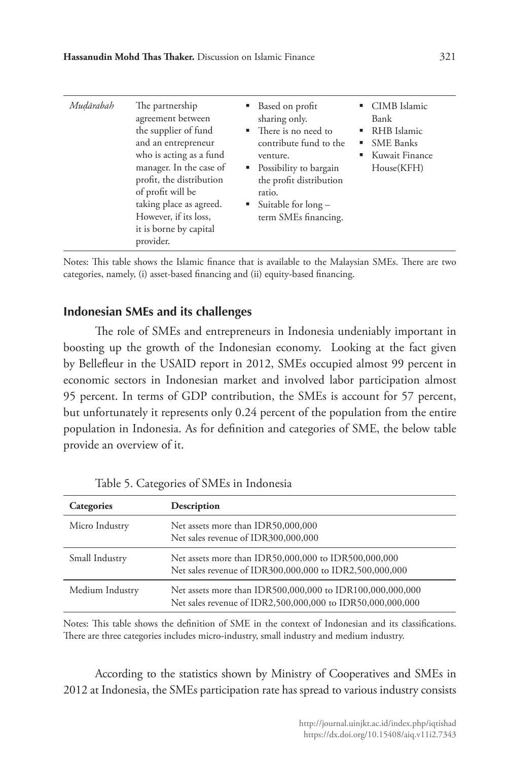| *Muḍārabah* | The partnership agreement between the supplier of fund and an entrepreneur who is acting as a fund manager. In the case of profit, the distribution of profit will be taking place as agreed. However, if its loss, it is borne by capital provider. | ▪ Based on profit sharing only.<br>▪ There is no need to contribute fund to the venture.<br>▪ Possibility to bargain the profit distribution ratio.<br>▪ Suitable for long – term SMEs financing. | ▪ CIMB Islamic Bank<br>▪ RHB Islamic<br>▪ SME Banks<br>▪ Kuwait Finance House(KFH) |
|---|---|---|---|

Notes: This table shows the Islamic finance that is available to the Malaysian SMEs. There are two categories, namely, (i) asset-based financing and (ii) equity-based financing.

## Indonesian SMEs and its challenges

The role of SMEs and entrepreneurs in Indonesia undeniably important in boosting up the growth of the Indonesian economy. Looking at the fact given by Bellefleur in the USAID report in 2012, SMEs occupied almost 99 percent in economic sectors in Indonesian market and involved labor participation almost 95 percent. In terms of GDP contribution, the SMEs is account for 57 percent, but unfortunately it represents only 0.24 percent of the population from the entire population in Indonesia. As for definition and categories of SME, the below table provide an overview of it.

Table 5. Categories of SMEs in Indonesia

| Categories | Description |
|---|---|
| Micro Industry | Net assets more than IDR50,000,000<br>Net sales revenue of IDR300,000,000 |
| Small Industry | Net assets more than IDR50,000,000 to IDR500,000,000<br>Net sales revenue of IDR300,000,000 to IDR2,500,000,000 |
| Medium Industry | Net assets more than IDR500,000,000 to IDR100,000,000,000<br>Net sales revenue of IDR2,500,000,000 to IDR50,000,000,000 |

Notes: This table shows the definition of SME in the context of Indonesian and its classifications. There are three categories includes micro-industry, small industry and medium industry.

According to the statistics shown by Ministry of Cooperatives and SMEs in 2012 at Indonesia, the SMEs participation rate has spread to various industry consists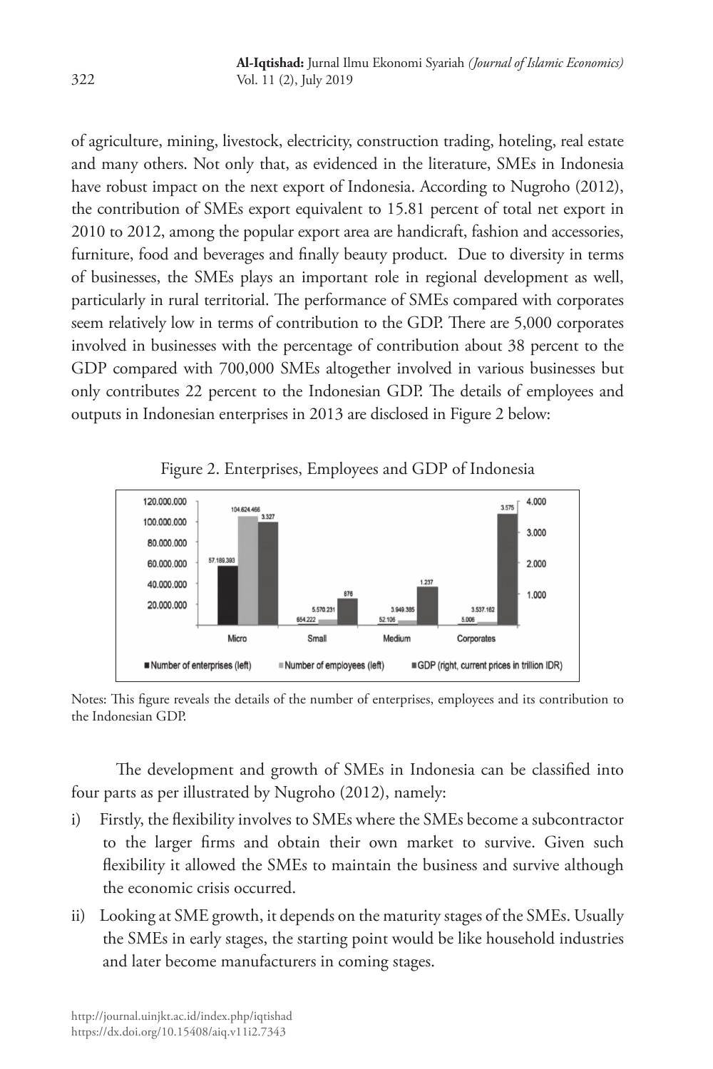of agriculture, mining, livestock, electricity, construction trading, hoteling, real estate and many others. Not only that, as evidenced in the literature, SMEs in Indonesia have robust impact on the next export of Indonesia. According to Nugroho (2012), the contribution of SMEs export equivalent to 15.81 percent of total net export in 2010 to 2012, among the popular export area are handicraft, fashion and accessories, furniture, food and beverages and finally beauty product. Due to diversity in terms of businesses, the SMEs plays an important role in regional development as well, particularly in rural territorial. The performance of SMEs compared with corporates seem relatively low in terms of contribution to the GDP. There are 5,000 corporates involved in businesses with the percentage of contribution about 38 percent to the GDP compared with 700,000 SMEs altogether involved in various businesses but only contributes 22 percent to the Indonesian GDP. The details of employees and outputs in Indonesian enterprises in 2013 are disclosed in Figure 2 below:

Figure 2. Enterprises, Employees and GDP of Indonesia

| | Micro | Small | Medium | Corporates |
|---|---|---|---|---|
| Number of enterprises (left) | 57.189.393 | 654.222 | 52.106 | 5.066 |
| Number of employees (left) | 104.624.466 | 5.570.231 | 3.949.385 | 3.537.162 |
| GDP (right, current prices in trillion IDR) | 3.327 | 876 | 1.237 | 3.575 |

Notes: This figure reveals the details of the number of enterprises, employees and its contribution to the Indonesian GDP.

The development and growth of SMEs in Indonesia can be classified into four parts as per illustrated by Nugroho (2012), namely:

i) Firstly, the flexibility involves to SMEs where the SMEs become a subcontractor to the larger firms and obtain their own market to survive. Given such flexibility it allowed the SMEs to maintain the business and survive although the economic crisis occurred.

ii) Looking at SME growth, it depends on the maturity stages of the SMEs. Usually the SMEs in early stages, the starting point would be like household industries and later become manufacturers in coming stages.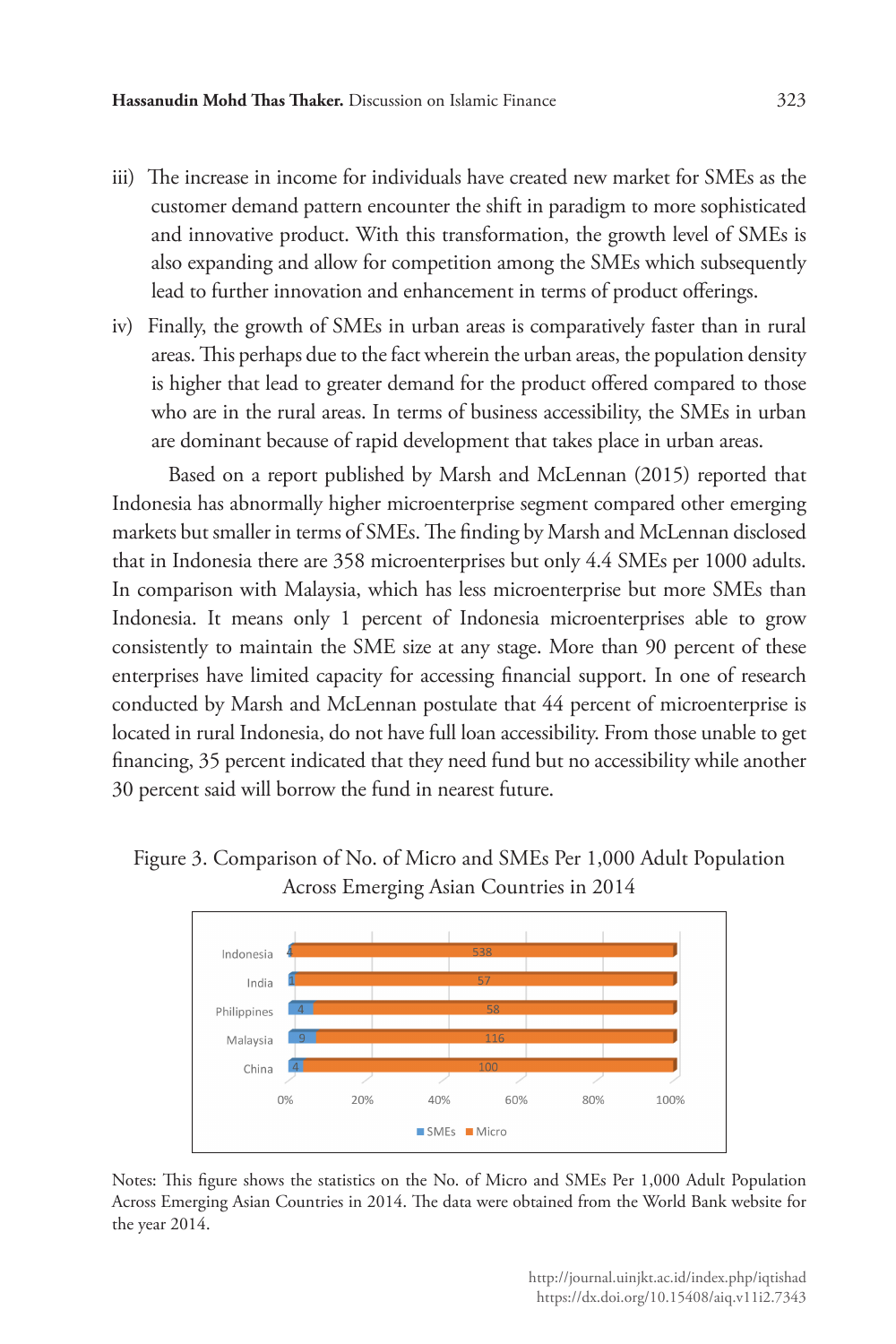iii) The increase in income for individuals have created new market for SMEs as the customer demand pattern encounter the shift in paradigm to more sophisticated and innovative product. With this transformation, the growth level of SMEs is also expanding and allow for competition among the SMEs which subsequently lead to further innovation and enhancement in terms of product offerings.

iv) Finally, the growth of SMEs in urban areas is comparatively faster than in rural areas. This perhaps due to the fact wherein the urban areas, the population density is higher that lead to greater demand for the product offered compared to those who are in the rural areas. In terms of business accessibility, the SMEs in urban are dominant because of rapid development that takes place in urban areas.

Based on a report published by Marsh and McLennan (2015) reported that Indonesia has abnormally higher microenterprise segment compared other emerging markets but smaller in terms of SMEs. The finding by Marsh and McLennan disclosed that in Indonesia there are 358 microenterprises but only 4.4 SMEs per 1000 adults. In comparison with Malaysia, which has less microenterprise but more SMEs than Indonesia. It means only 1 percent of Indonesia microenterprises able to grow consistently to maintain the SME size at any stage. More than 90 percent of these enterprises have limited capacity for accessing financial support. In one of research conducted by Marsh and McLennan postulate that 44 percent of microenterprise is located in rural Indonesia, do not have full loan accessibility. From those unable to get financing, 35 percent indicated that they need fund but no accessibility while another 30 percent said will borrow the fund in nearest future.

Figure 3. Comparison of No. of Micro and SMEs Per 1,000 Adult Population Across Emerging Asian Countries in 2014

| Country | SMEs | Micro |
|---|---|---|
| Indonesia | 4 | 538 |
| India | 1 | 57 |
| Philippines | 4 | 58 |
| Malaysia | 9 | 116 |
| China | 4 | 100 |

Notes: This figure shows the statistics on the No. of Micro and SMEs Per 1,000 Adult Population Across Emerging Asian Countries in 2014. The data were obtained from the World Bank website for the year 2014.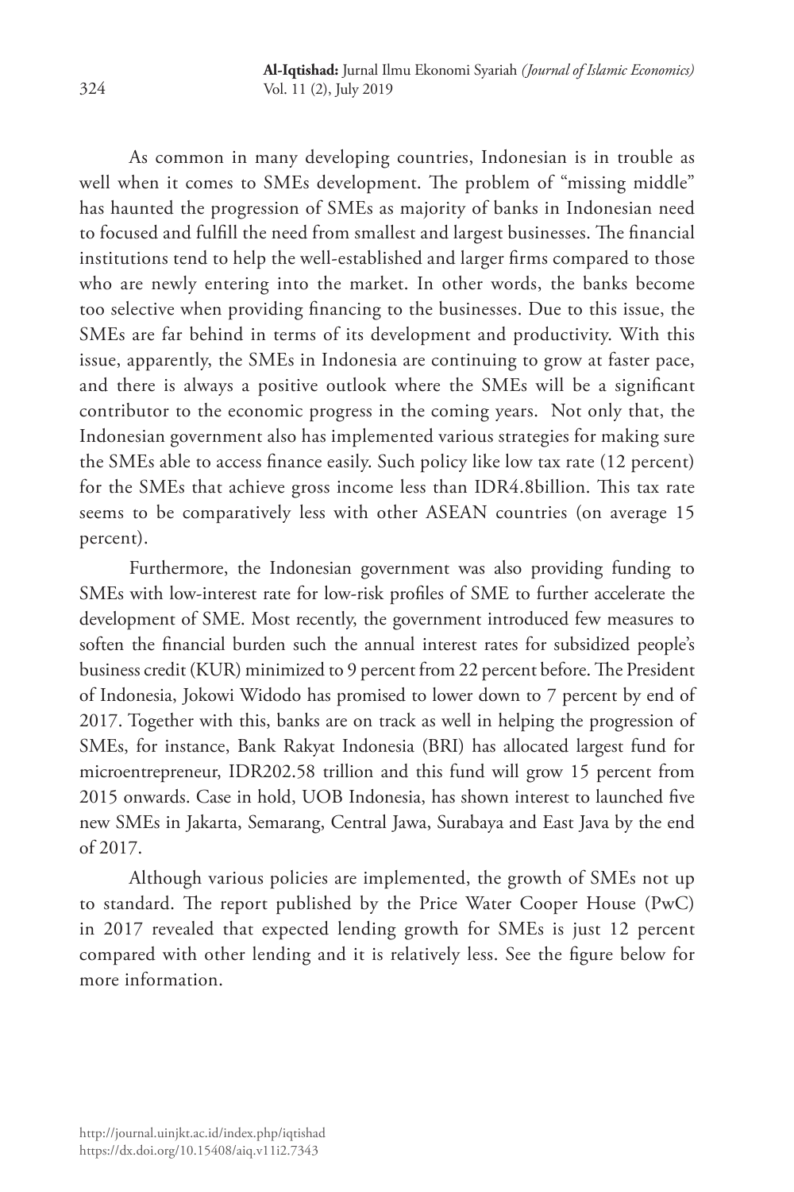As common in many developing countries, Indonesian is in trouble as well when it comes to SMEs development. The problem of "missing middle" has haunted the progression of SMEs as majority of banks in Indonesian need to focused and fulfill the need from smallest and largest businesses. The financial institutions tend to help the well-established and larger firms compared to those who are newly entering into the market. In other words, the banks become too selective when providing financing to the businesses. Due to this issue, the SMEs are far behind in terms of its development and productivity. With this issue, apparently, the SMEs in Indonesia are continuing to grow at faster pace, and there is always a positive outlook where the SMEs will be a significant contributor to the economic progress in the coming years. Not only that, the Indonesian government also has implemented various strategies for making sure the SMEs able to access finance easily. Such policy like low tax rate (12 percent) for the SMEs that achieve gross income less than IDR4.8billion. This tax rate seems to be comparatively less with other ASEAN countries (on average 15 percent).

Furthermore, the Indonesian government was also providing funding to SMEs with low-interest rate for low-risk profiles of SME to further accelerate the development of SME. Most recently, the government introduced few measures to soften the financial burden such the annual interest rates for subsidized people's business credit (KUR) minimized to 9 percent from 22 percent before. The President of Indonesia, Jokowi Widodo has promised to lower down to 7 percent by end of 2017. Together with this, banks are on track as well in helping the progression of SMEs, for instance, Bank Rakyat Indonesia (BRI) has allocated largest fund for microentrepreneur, IDR202.58 trillion and this fund will grow 15 percent from 2015 onwards. Case in hold, UOB Indonesia, has shown interest to launched five new SMEs in Jakarta, Semarang, Central Jawa, Surabaya and East Java by the end of 2017.

Although various policies are implemented, the growth of SMEs not up to standard. The report published by the Price Water Cooper House (PwC) in 2017 revealed that expected lending growth for SMEs is just 12 percent compared with other lending and it is relatively less. See the figure below for more information.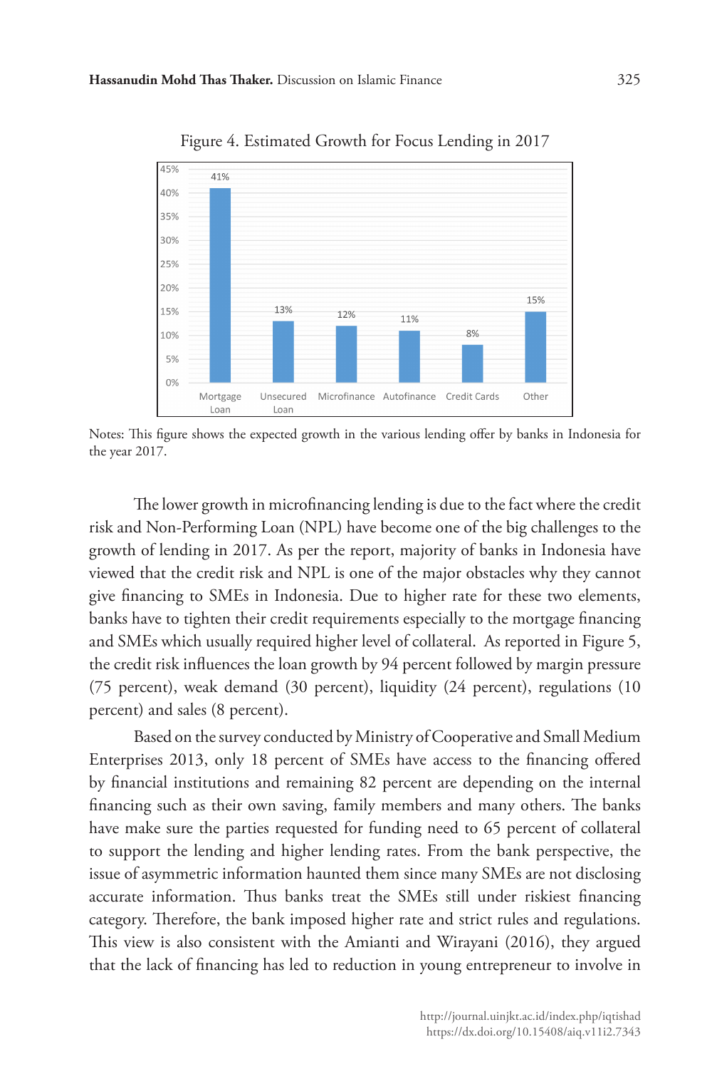Figure 4. Estimated Growth for Focus Lending in 2017

| Category | Growth |
|---|---|
| Mortgage Loan | 41% |
| Unsecured Loan | 13% |
| Microfinance | 12% |
| Autofinance | 11% |
| Credit Cards | 8% |
| Other | 15% |

Notes: This figure shows the expected growth in the various lending offer by banks in Indonesia for the year 2017.

The lower growth in microfinancing lending is due to the fact where the credit risk and Non-Performing Loan (NPL) have become one of the big challenges to the growth of lending in 2017. As per the report, majority of banks in Indonesia have viewed that the credit risk and NPL is one of the major obstacles why they cannot give financing to SMEs in Indonesia. Due to higher rate for these two elements, banks have to tighten their credit requirements especially to the mortgage financing and SMEs which usually required higher level of collateral. As reported in Figure 5, the credit risk influences the loan growth by 94 percent followed by margin pressure (75 percent), weak demand (30 percent), liquidity (24 percent), regulations (10 percent) and sales (8 percent).

Based on the survey conducted by Ministry of Cooperative and Small Medium Enterprises 2013, only 18 percent of SMEs have access to the financing offered by financial institutions and remaining 82 percent are depending on the internal financing such as their own saving, family members and many others. The banks have make sure the parties requested for funding need to 65 percent of collateral to support the lending and higher lending rates. From the bank perspective, the issue of asymmetric information haunted them since many SMEs are not disclosing accurate information. Thus banks treat the SMEs still under riskiest financing category. Therefore, the bank imposed higher rate and strict rules and regulations. This view is also consistent with the Amianti and Wirayani (2016), they argued that the lack of financing has led to reduction in young entrepreneur to involve in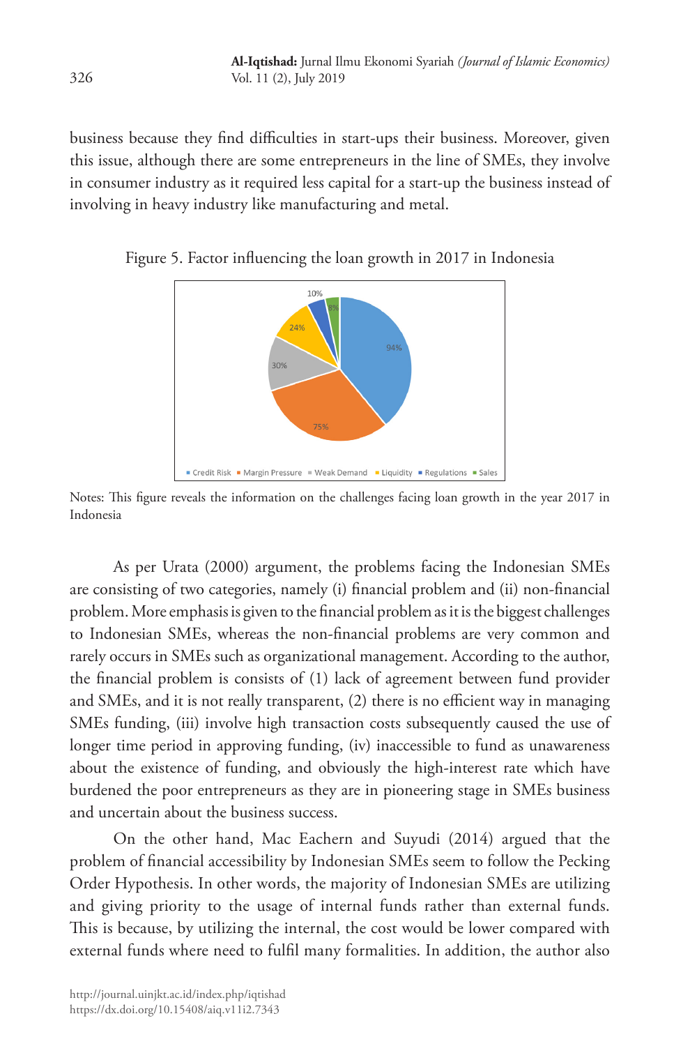business because they find difficulties in start-ups their business. Moreover, given this issue, although there are some entrepreneurs in the line of SMEs, they involve in consumer industry as it required less capital for a start-up the business instead of involving in heavy industry like manufacturing and metal.

Figure 5. Factor influencing the loan growth in 2017 in Indonesia

Notes: This figure reveals the information on the challenges facing loan growth in the year 2017 in Indonesia

As per Urata (2000) argument, the problems facing the Indonesian SMEs are consisting of two categories, namely (i) financial problem and (ii) non-financial problem. More emphasis is given to the financial problem as it is the biggest challenges to Indonesian SMEs, whereas the non-financial problems are very common and rarely occurs in SMEs such as organizational management. According to the author, the financial problem is consists of (1) lack of agreement between fund provider and SMEs, and it is not really transparent, (2) there is no efficient way in managing SMEs funding, (iii) involve high transaction costs subsequently caused the use of longer time period in approving funding, (iv) inaccessible to fund as unawareness about the existence of funding, and obviously the high-interest rate which have burdened the poor entrepreneurs as they are in pioneering stage in SMEs business and uncertain about the business success.

On the other hand, Mac Eachern and Suyudi (2014) argued that the problem of financial accessibility by Indonesian SMEs seem to follow the Pecking Order Hypothesis. In other words, the majority of Indonesian SMEs are utilizing and giving priority to the usage of internal funds rather than external funds. This is because, by utilizing the internal, the cost would be lower compared with external funds where need to fulfil many formalities. In addition, the author also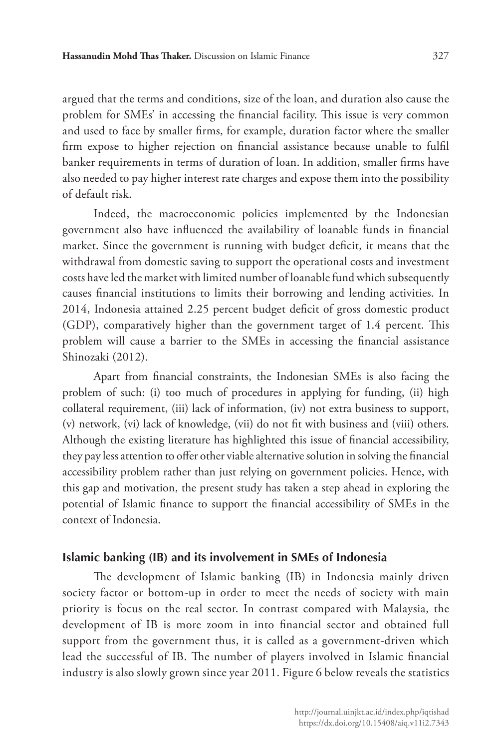argued that the terms and conditions, size of the loan, and duration also cause the problem for SMEs' in accessing the financial facility. This issue is very common and used to face by smaller firms, for example, duration factor where the smaller firm expose to higher rejection on financial assistance because unable to fulfil banker requirements in terms of duration of loan. In addition, smaller firms have also needed to pay higher interest rate charges and expose them into the possibility of default risk.

Indeed, the macroeconomic policies implemented by the Indonesian government also have influenced the availability of loanable funds in financial market. Since the government is running with budget deficit, it means that the withdrawal from domestic saving to support the operational costs and investment costs have led the market with limited number of loanable fund which subsequently causes financial institutions to limits their borrowing and lending activities. In 2014, Indonesia attained 2.25 percent budget deficit of gross domestic product (GDP), comparatively higher than the government target of 1.4 percent. This problem will cause a barrier to the SMEs in accessing the financial assistance Shinozaki (2012).

Apart from financial constraints, the Indonesian SMEs is also facing the problem of such: (i) too much of procedures in applying for funding, (ii) high collateral requirement, (iii) lack of information, (iv) not extra business to support, (v) network, (vi) lack of knowledge, (vii) do not fit with business and (viii) others. Although the existing literature has highlighted this issue of financial accessibility, they pay less attention to offer other viable alternative solution in solving the financial accessibility problem rather than just relying on government policies. Hence, with this gap and motivation, the present study has taken a step ahead in exploring the potential of Islamic finance to support the financial accessibility of SMEs in the context of Indonesia.

## Islamic banking (IB) and its involvement in SMEs of Indonesia

The development of Islamic banking (IB) in Indonesia mainly driven society factor or bottom-up in order to meet the needs of society with main priority is focus on the real sector. In contrast compared with Malaysia, the development of IB is more zoom in into financial sector and obtained full support from the government thus, it is called as a government-driven which lead the successful of IB. The number of players involved in Islamic financial industry is also slowly grown since year 2011. Figure 6 below reveals the statistics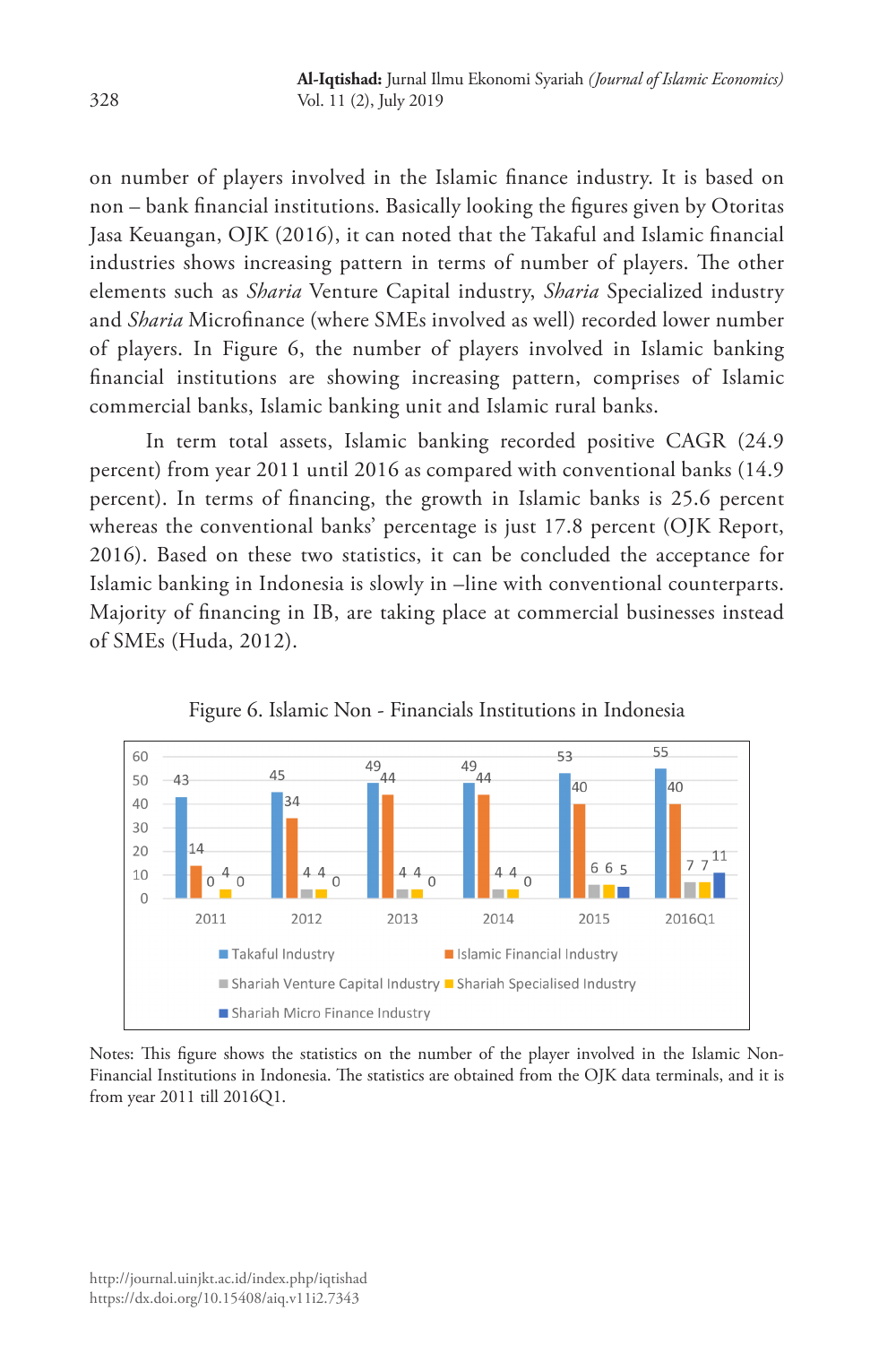on number of players involved in the Islamic finance industry. It is based on non – bank financial institutions. Basically looking the figures given by Otoritas Jasa Keuangan, OJK (2016), it can noted that the Takaful and Islamic financial industries shows increasing pattern in terms of number of players. The other elements such as *Sharia* Venture Capital industry, *Sharia* Specialized industry and *Sharia* Microfinance (where SMEs involved as well) recorded lower number of players. In Figure 6, the number of players involved in Islamic banking financial institutions are showing increasing pattern, comprises of Islamic commercial banks, Islamic banking unit and Islamic rural banks.

In term total assets, Islamic banking recorded positive CAGR (24.9 percent) from year 2011 until 2016 as compared with conventional banks (14.9 percent). In terms of financing, the growth in Islamic banks is 25.6 percent whereas the conventional banks' percentage is just 17.8 percent (OJK Report, 2016). Based on these two statistics, it can be concluded the acceptance for Islamic banking in Indonesia is slowly in –line with conventional counterparts. Majority of financing in IB, are taking place at commercial businesses instead of SMEs (Huda, 2012).

Figure 6. Islamic Non - Financials Institutions in Indonesia

| | 2011 | 2012 | 2013 | 2014 | 2015 | 2016Q1 |
|---|---|---|---|---|---|---|
| Takaful Industry | 43 | 45 | 49 | 49 | 53 | 55 |
| Islamic Financial Industry | 14 | 34 | 44 | 44 | 40 | 40 |
| Shariah Venture Capital Industry | 0 | 4 | 4 | 4 | 6 | 7 |
| Shariah Specialised Industry | 4 | 4 | 4 | 4 | 6 | 7 |
| Shariah Micro Finance Industry | 0 | 0 | 0 | 0 | 5 | 11 |

Notes: This figure shows the statistics on the number of the player involved in the Islamic Non-Financial Institutions in Indonesia. The statistics are obtained from the OJK data terminals, and it is from year 2011 till 2016Q1.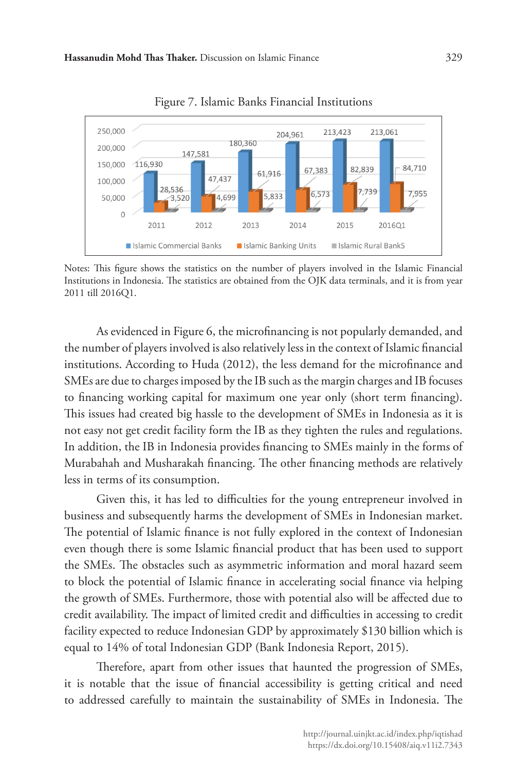Figure 7. Islamic Banks Financial Institutions

| | 2011 | 2012 | 2013 | 2014 | 2015 | 2016Q1 |
|---|---|---|---|---|---|---|
| Islamic Commercial Banks | 116,930 | 147,581 | 180,360 | 204,961 | 213,423 | 213,061 |
| Islamic Banking Units | 28,536 | 47,437 | 61,916 | 67,383 | 82,839 | 84,710 |
| Islamic Rural BankS | 3,520 | 4,699 | 5,833 | 6,573 | 7,739 | 7,955 |

Notes: This figure shows the statistics on the number of players involved in the Islamic Financial Institutions in Indonesia. The statistics are obtained from the OJK data terminals, and it is from year 2011 till 2016Q1.

As evidenced in Figure 6, the microfinancing is not popularly demanded, and the number of players involved is also relatively less in the context of Islamic financial institutions. According to Huda (2012), the less demand for the microfinance and SMEs are due to charges imposed by the IB such as the margin charges and IB focuses to financing working capital for maximum one year only (short term financing). This issues had created big hassle to the development of SMEs in Indonesia as it is not easy not get credit facility form the IB as they tighten the rules and regulations. In addition, the IB in Indonesia provides financing to SMEs mainly in the forms of Murabahah and Musharakah financing. The other financing methods are relatively less in terms of its consumption.

Given this, it has led to difficulties for the young entrepreneur involved in business and subsequently harms the development of SMEs in Indonesian market. The potential of Islamic finance is not fully explored in the context of Indonesian even though there is some Islamic financial product that has been used to support the SMEs. The obstacles such as asymmetric information and moral hazard seem to block the potential of Islamic finance in accelerating social finance via helping the growth of SMEs. Furthermore, those with potential also will be affected due to credit availability. The impact of limited credit and difficulties in accessing to credit facility expected to reduce Indonesian GDP by approximately $130 billion which is equal to 14% of total Indonesian GDP (Bank Indonesia Report, 2015).

Therefore, apart from other issues that haunted the progression of SMEs, it is notable that the issue of financial accessibility is getting critical and need to addressed carefully to maintain the sustainability of SMEs in Indonesia. The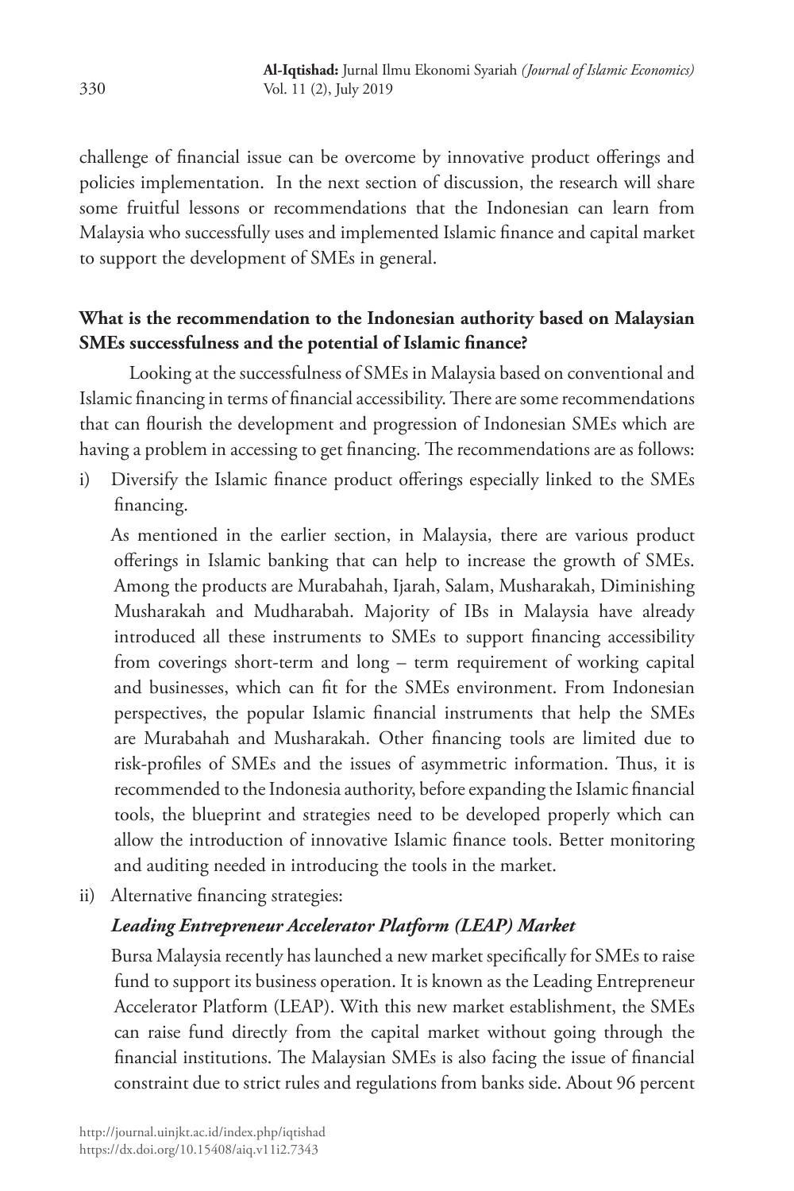challenge of financial issue can be overcome by innovative product offerings and policies implementation. In the next section of discussion, the research will share some fruitful lessons or recommendations that the Indonesian can learn from Malaysia who successfully uses and implemented Islamic finance and capital market to support the development of SMEs in general.

**What is the recommendation to the Indonesian authority based on Malaysian SMEs successfulness and the potential of Islamic finance?**

Looking at the successfulness of SMEs in Malaysia based on conventional and Islamic financing in terms of financial accessibility. There are some recommendations that can flourish the development and progression of Indonesian SMEs which are having a problem in accessing to get financing. The recommendations are as follows:

i) Diversify the Islamic finance product offerings especially linked to the SMEs financing.

As mentioned in the earlier section, in Malaysia, there are various product offerings in Islamic banking that can help to increase the growth of SMEs. Among the products are Murabahah, Ijarah, Salam, Musharakah, Diminishing Musharakah and Mudharabah. Majority of IBs in Malaysia have already introduced all these instruments to SMEs to support financing accessibility from coverings short-term and long – term requirement of working capital and businesses, which can fit for the SMEs environment. From Indonesian perspectives, the popular Islamic financial instruments that help the SMEs are Murabahah and Musharakah. Other financing tools are limited due to risk-profiles of SMEs and the issues of asymmetric information. Thus, it is recommended to the Indonesia authority, before expanding the Islamic financial tools, the blueprint and strategies need to be developed properly which can allow the introduction of innovative Islamic finance tools. Better monitoring and auditing needed in introducing the tools in the market.

ii) Alternative financing strategies:

***Leading Entrepreneur Accelerator Platform (LEAP) Market***

Bursa Malaysia recently has launched a new market specifically for SMEs to raise fund to support its business operation. It is known as the Leading Entrepreneur Accelerator Platform (LEAP). With this new market establishment, the SMEs can raise fund directly from the capital market without going through the financial institutions. The Malaysian SMEs is also facing the issue of financial constraint due to strict rules and regulations from banks side. About 96 percent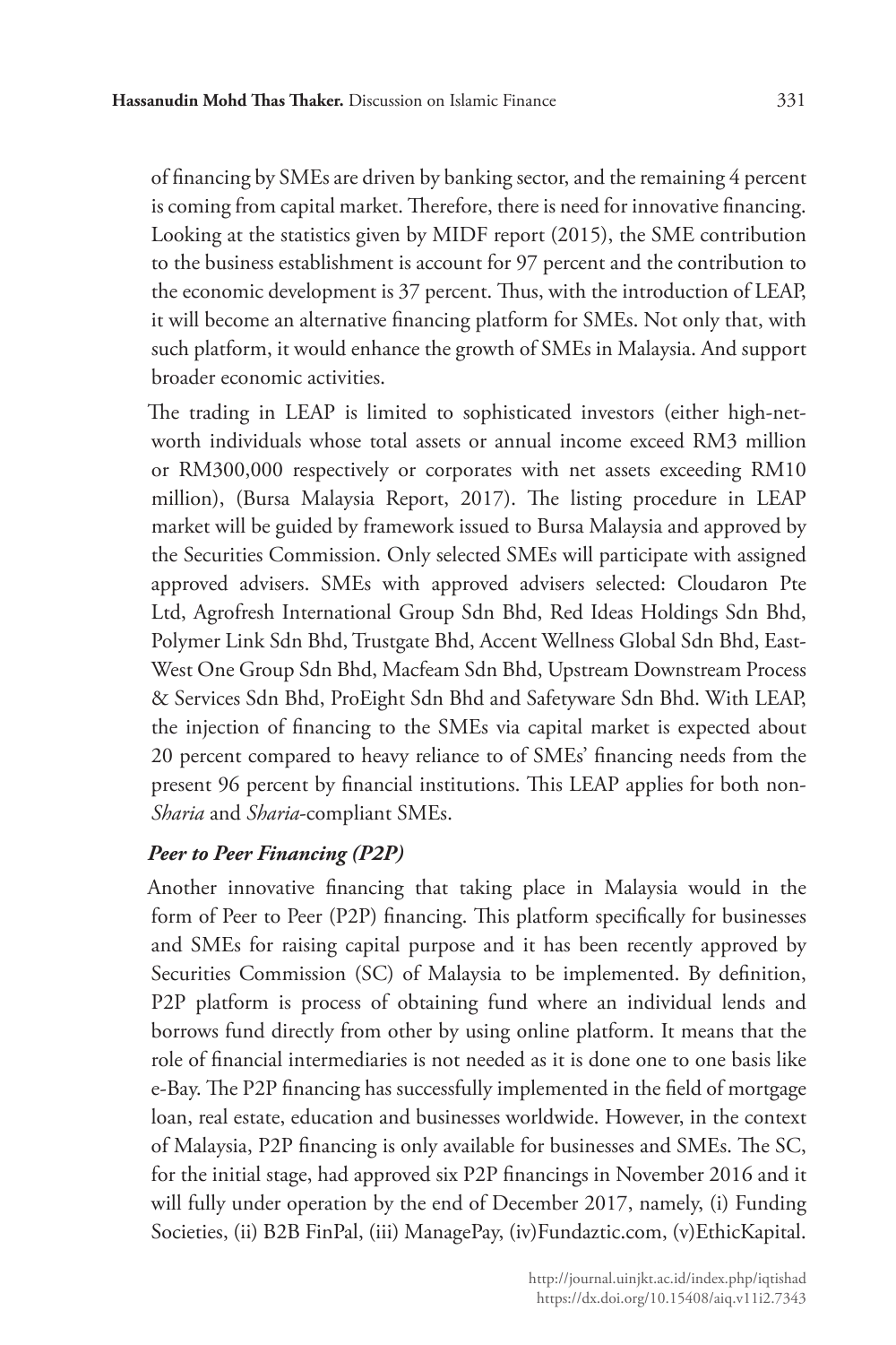of financing by SMEs are driven by banking sector, and the remaining 4 percent is coming from capital market. Therefore, there is need for innovative financing. Looking at the statistics given by MIDF report (2015), the SME contribution to the business establishment is account for 97 percent and the contribution to the economic development is 37 percent. Thus, with the introduction of LEAP, it will become an alternative financing platform for SMEs. Not only that, with such platform, it would enhance the growth of SMEs in Malaysia. And support broader economic activities.

The trading in LEAP is limited to sophisticated investors (either high-net-worth individuals whose total assets or annual income exceed RM3 million or RM300,000 respectively or corporates with net assets exceeding RM10 million), (Bursa Malaysia Report, 2017). The listing procedure in LEAP market will be guided by framework issued to Bursa Malaysia and approved by the Securities Commission. Only selected SMEs will participate with assigned approved advisers. SMEs with approved advisers selected: Cloudaron Pte Ltd, Agrofresh International Group Sdn Bhd, Red Ideas Holdings Sdn Bhd, Polymer Link Sdn Bhd, Trustgate Bhd, Accent Wellness Global Sdn Bhd, East-West One Group Sdn Bhd, Macfeam Sdn Bhd, Upstream Downstream Process & Services Sdn Bhd, ProEight Sdn Bhd and Safetyware Sdn Bhd. With LEAP, the injection of financing to the SMEs via capital market is expected about 20 percent compared to heavy reliance to of SMEs' financing needs from the present 96 percent by financial institutions. This LEAP applies for both non-*Sharia* and *Sharia*-compliant SMEs.

### *Peer to Peer Financing (P2P)*

Another innovative financing that taking place in Malaysia would in the form of Peer to Peer (P2P) financing. This platform specifically for businesses and SMEs for raising capital purpose and it has been recently approved by Securities Commission (SC) of Malaysia to be implemented. By definition, P2P platform is process of obtaining fund where an individual lends and borrows fund directly from other by using online platform. It means that the role of financial intermediaries is not needed as it is done one to one basis like e-Bay. The P2P financing has successfully implemented in the field of mortgage loan, real estate, education and businesses worldwide. However, in the context of Malaysia, P2P financing is only available for businesses and SMEs. The SC, for the initial stage, had approved six P2P financings in November 2016 and it will fully under operation by the end of December 2017, namely, (i) Funding Societies, (ii) B2B FinPal, (iii) ManagePay, (iv)Fundaztic.com, (v)EthicKapital.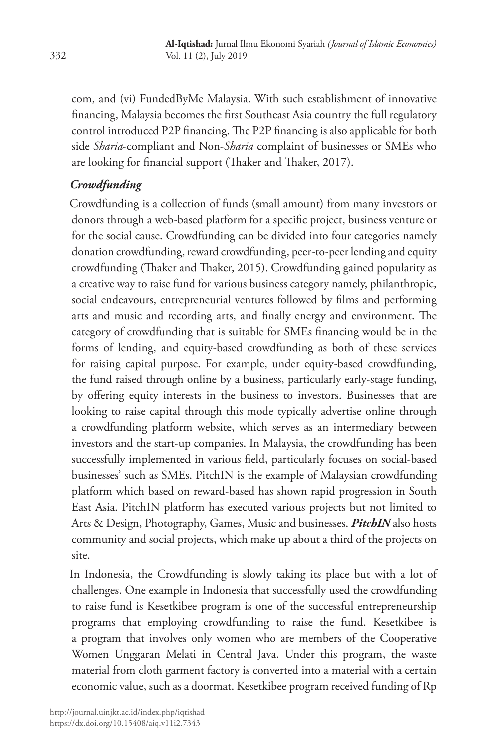com, and (vi) FundedByMe Malaysia. With such establishment of innovative financing, Malaysia becomes the first Southeast Asia country the full regulatory control introduced P2P financing. The P2P financing is also applicable for both side *Sharia*-compliant and Non-*Sharia* complaint of businesses or SMEs who are looking for financial support (Thaker and Thaker, 2017).

### *Crowdfunding*

Crowdfunding is a collection of funds (small amount) from many investors or donors through a web-based platform for a specific project, business venture or for the social cause. Crowdfunding can be divided into four categories namely donation crowdfunding, reward crowdfunding, peer-to-peer lending and equity crowdfunding (Thaker and Thaker, 2015). Crowdfunding gained popularity as a creative way to raise fund for various business category namely, philanthropic, social endeavours, entrepreneurial ventures followed by films and performing arts and music and recording arts, and finally energy and environment. The category of crowdfunding that is suitable for SMEs financing would be in the forms of lending, and equity-based crowdfunding as both of these services for raising capital purpose. For example, under equity-based crowdfunding, the fund raised through online by a business, particularly early-stage funding, by offering equity interests in the business to investors. Businesses that are looking to raise capital through this mode typically advertise online through a crowdfunding platform website, which serves as an intermediary between investors and the start-up companies. In Malaysia, the crowdfunding has been successfully implemented in various field, particularly focuses on social-based businesses' such as SMEs. PitchIN is the example of Malaysian crowdfunding platform which based on reward-based has shown rapid progression in South East Asia. PitchIN platform has executed various projects but not limited to Arts & Design, Photography, Games, Music and businesses. ***PitchIN*** also hosts community and social projects, which make up about a third of the projects on site.

In Indonesia, the Crowdfunding is slowly taking its place but with a lot of challenges. One example in Indonesia that successfully used the crowdfunding to raise fund is Kesetkibee program is one of the successful entrepreneurship programs that employing crowdfunding to raise the fund. Kesetkibee is a program that involves only women who are members of the Cooperative Women Unggaran Melati in Central Java. Under this program, the waste material from cloth garment factory is converted into a material with a certain economic value, such as a doormat. Kesetkibee program received funding of Rp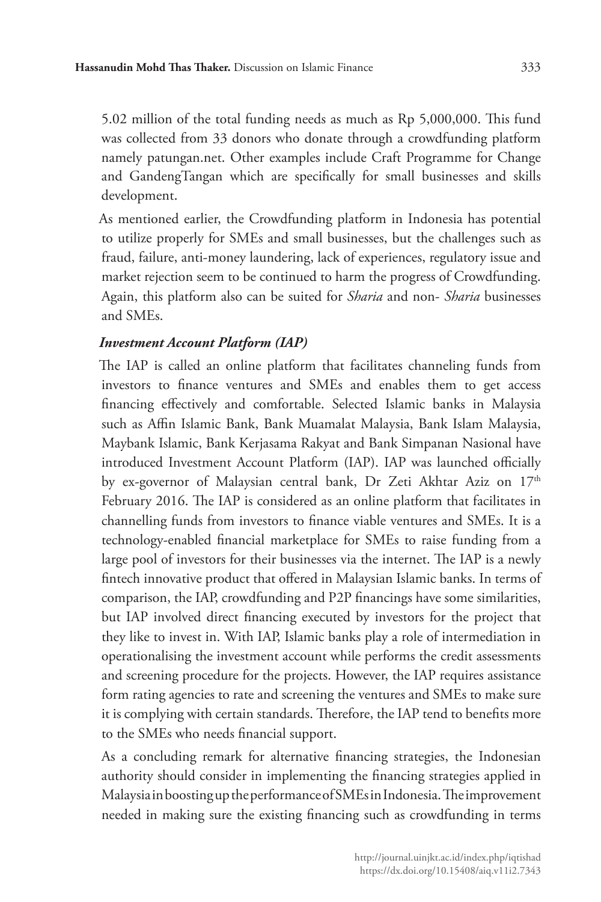5.02 million of the total funding needs as much as Rp 5,000,000. This fund was collected from 33 donors who donate through a crowdfunding platform namely patungan.net. Other examples include Craft Programme for Change and GandengTangan which are specifically for small businesses and skills development.

As mentioned earlier, the Crowdfunding platform in Indonesia has potential to utilize properly for SMEs and small businesses, but the challenges such as fraud, failure, anti-money laundering, lack of experiences, regulatory issue and market rejection seem to be continued to harm the progress of Crowdfunding. Again, this platform also can be suited for *Sharia* and non- *Sharia* businesses and SMEs.

***Investment Account Platform (IAP)***

The IAP is called an online platform that facilitates channeling funds from investors to finance ventures and SMEs and enables them to get access financing effectively and comfortable. Selected Islamic banks in Malaysia such as Affin Islamic Bank, Bank Muamalat Malaysia, Bank Islam Malaysia, Maybank Islamic, Bank Kerjasama Rakyat and Bank Simpanan Nasional have introduced Investment Account Platform (IAP). IAP was launched officially by ex-governor of Malaysian central bank, Dr Zeti Akhtar Aziz on 17th February 2016. The IAP is considered as an online platform that facilitates in channelling funds from investors to finance viable ventures and SMEs. It is a technology-enabled financial marketplace for SMEs to raise funding from a large pool of investors for their businesses via the internet. The IAP is a newly fintech innovative product that offered in Malaysian Islamic banks. In terms of comparison, the IAP, crowdfunding and P2P financings have some similarities, but IAP involved direct financing executed by investors for the project that they like to invest in. With IAP, Islamic banks play a role of intermediation in operationalising the investment account while performs the credit assessments and screening procedure for the projects. However, the IAP requires assistance form rating agencies to rate and screening the ventures and SMEs to make sure it is complying with certain standards. Therefore, the IAP tend to benefits more to the SMEs who needs financial support.

As a concluding remark for alternative financing strategies, the Indonesian authority should consider in implementing the financing strategies applied in Malaysia in boosting up the performance of SMEs in Indonesia. The improvement needed in making sure the existing financing such as crowdfunding in terms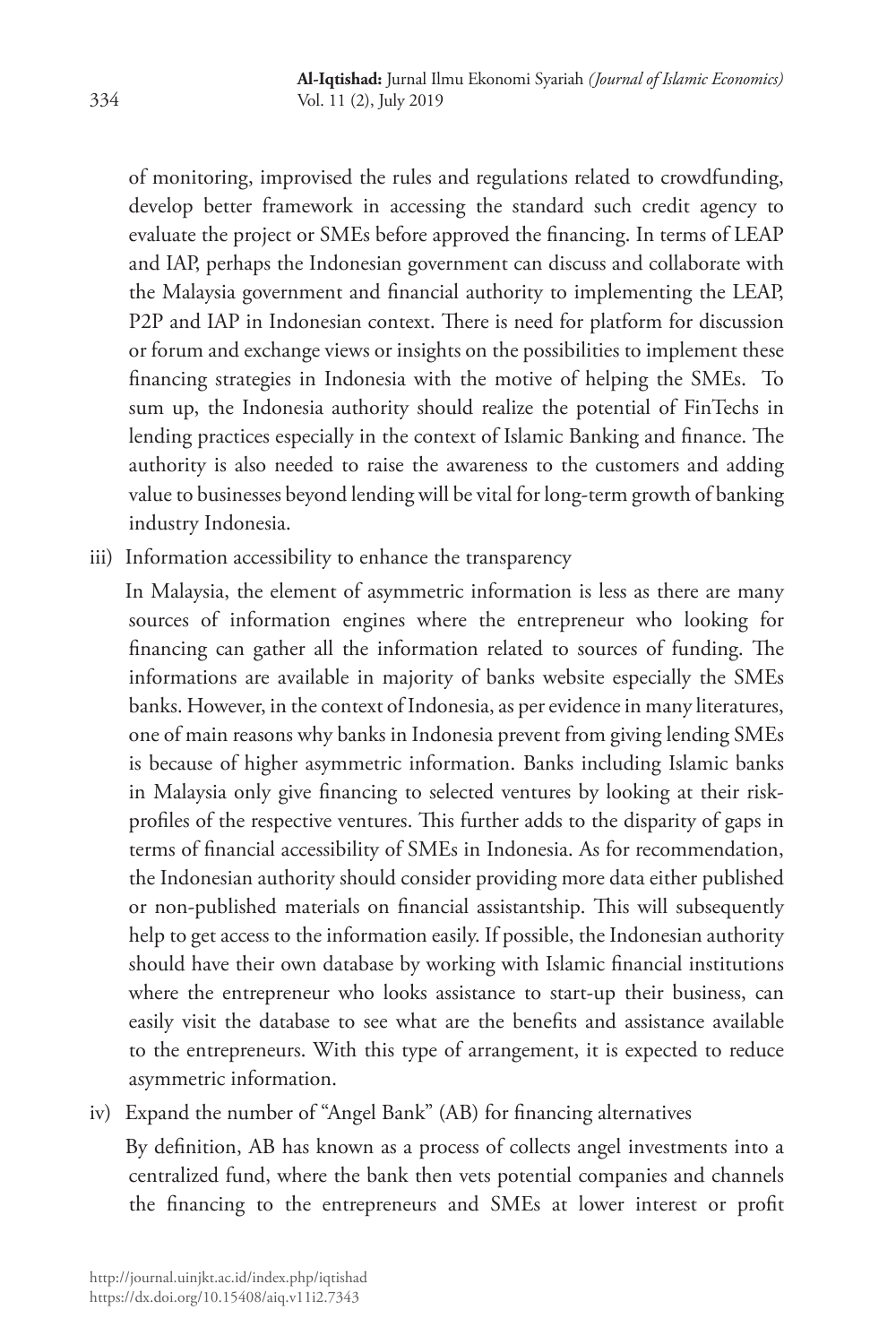of monitoring, improvised the rules and regulations related to crowdfunding, develop better framework in accessing the standard such credit agency to evaluate the project or SMEs before approved the financing. In terms of LEAP and IAP, perhaps the Indonesian government can discuss and collaborate with the Malaysia government and financial authority to implementing the LEAP, P2P and IAP in Indonesian context. There is need for platform for discussion or forum and exchange views or insights on the possibilities to implement these financing strategies in Indonesia with the motive of helping the SMEs. To sum up, the Indonesia authority should realize the potential of FinTechs in lending practices especially in the context of Islamic Banking and finance. The authority is also needed to raise the awareness to the customers and adding value to businesses beyond lending will be vital for long-term growth of banking industry Indonesia.

iii) Information accessibility to enhance the transparency

In Malaysia, the element of asymmetric information is less as there are many sources of information engines where the entrepreneur who looking for financing can gather all the information related to sources of funding. The informations are available in majority of banks website especially the SMEs banks. However, in the context of Indonesia, as per evidence in many literatures, one of main reasons why banks in Indonesia prevent from giving lending SMEs is because of higher asymmetric information. Banks including Islamic banks in Malaysia only give financing to selected ventures by looking at their risk-profiles of the respective ventures. This further adds to the disparity of gaps in terms of financial accessibility of SMEs in Indonesia. As for recommendation, the Indonesian authority should consider providing more data either published or non-published materials on financial assistantship. This will subsequently help to get access to the information easily. If possible, the Indonesian authority should have their own database by working with Islamic financial institutions where the entrepreneur who looks assistance to start-up their business, can easily visit the database to see what are the benefits and assistance available to the entrepreneurs. With this type of arrangement, it is expected to reduce asymmetric information.

iv) Expand the number of "Angel Bank" (AB) for financing alternatives

By definition, AB has known as a process of collects angel investments into a centralized fund, where the bank then vets potential companies and channels the financing to the entrepreneurs and SMEs at lower interest or profit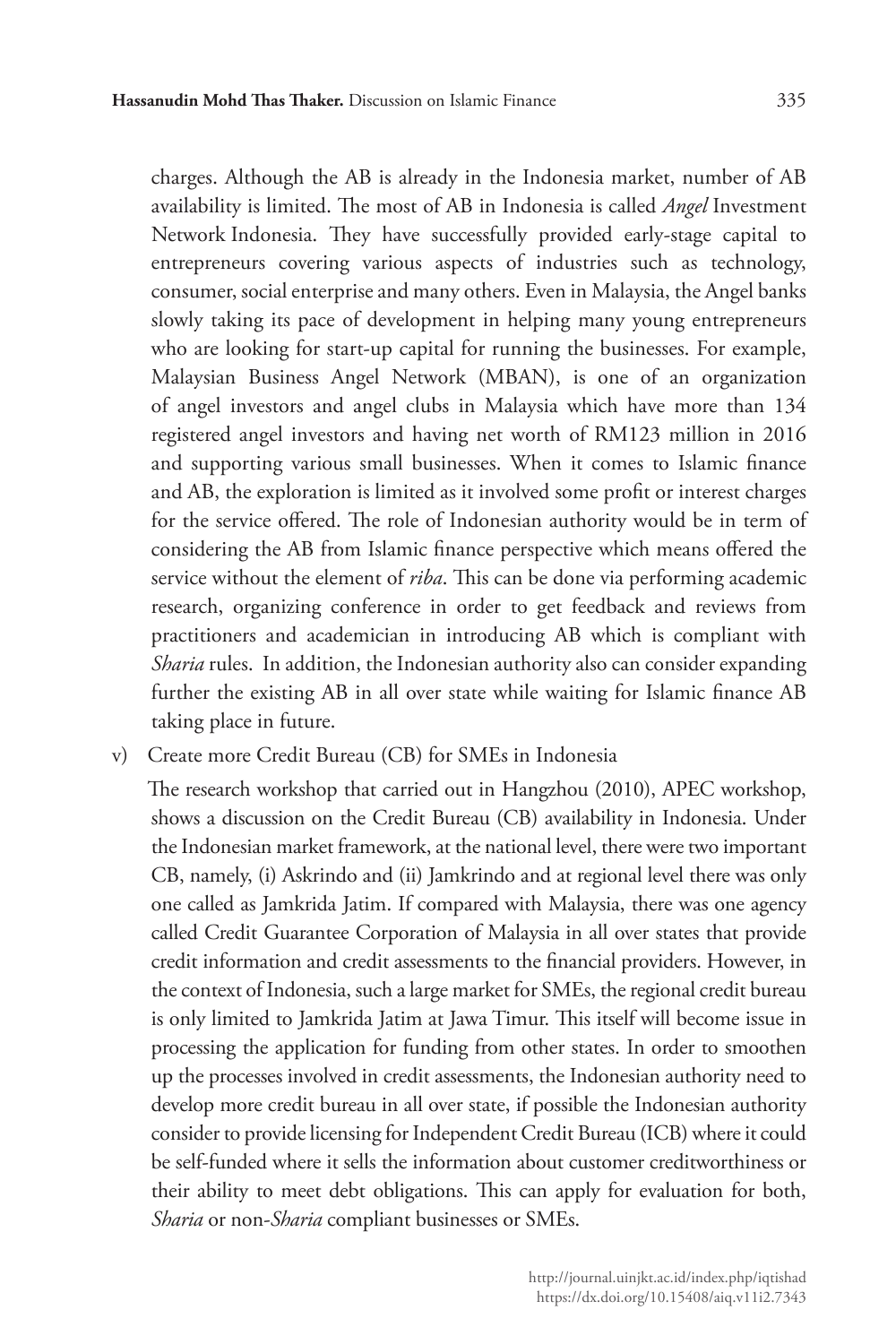charges. Although the AB is already in the Indonesia market, number of AB availability is limited. The most of AB in Indonesia is called *Angel* Investment Network Indonesia. They have successfully provided early-stage capital to entrepreneurs covering various aspects of industries such as technology, consumer, social enterprise and many others. Even in Malaysia, the Angel banks slowly taking its pace of development in helping many young entrepreneurs who are looking for start-up capital for running the businesses. For example, Malaysian Business Angel Network (MBAN), is one of an organization of angel investors and angel clubs in Malaysia which have more than 134 registered angel investors and having net worth of RM123 million in 2016 and supporting various small businesses. When it comes to Islamic finance and AB, the exploration is limited as it involved some profit or interest charges for the service offered. The role of Indonesian authority would be in term of considering the AB from Islamic finance perspective which means offered the service without the element of *riba*. This can be done via performing academic research, organizing conference in order to get feedback and reviews from practitioners and academician in introducing AB which is compliant with *Sharia* rules. In addition, the Indonesian authority also can consider expanding further the existing AB in all over state while waiting for Islamic finance AB taking place in future.

v) Create more Credit Bureau (CB) for SMEs in Indonesia

The research workshop that carried out in Hangzhou (2010), APEC workshop, shows a discussion on the Credit Bureau (CB) availability in Indonesia. Under the Indonesian market framework, at the national level, there were two important CB, namely, (i) Askrindo and (ii) Jamkrindo and at regional level there was only one called as Jamkrida Jatim. If compared with Malaysia, there was one agency called Credit Guarantee Corporation of Malaysia in all over states that provide credit information and credit assessments to the financial providers. However, in the context of Indonesia, such a large market for SMEs, the regional credit bureau is only limited to Jamkrida Jatim at Jawa Timur. This itself will become issue in processing the application for funding from other states. In order to smoothen up the processes involved in credit assessments, the Indonesian authority need to develop more credit bureau in all over state, if possible the Indonesian authority consider to provide licensing for Independent Credit Bureau (ICB) where it could be self-funded where it sells the information about customer creditworthiness or their ability to meet debt obligations. This can apply for evaluation for both, *Sharia* or non-*Sharia* compliant businesses or SMEs.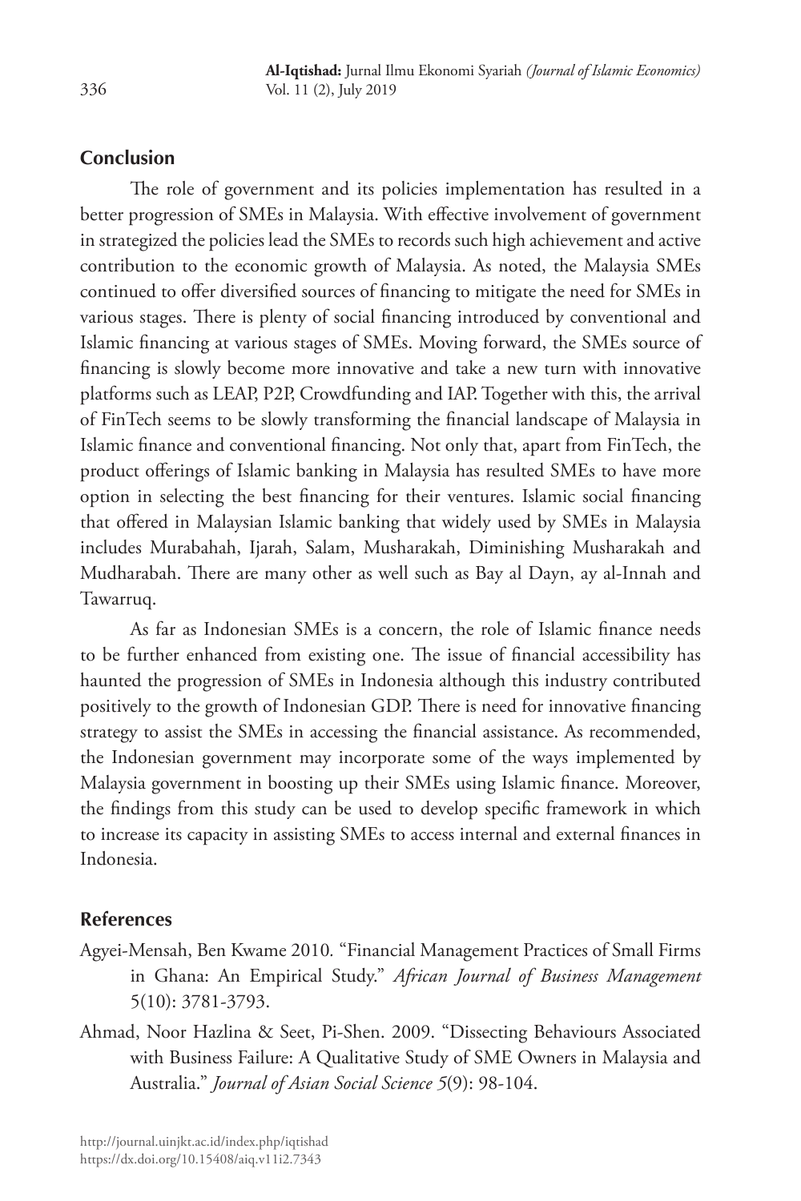## Conclusion

The role of government and its policies implementation has resulted in a better progression of SMEs in Malaysia. With effective involvement of government in strategized the policies lead the SMEs to records such high achievement and active contribution to the economic growth of Malaysia. As noted, the Malaysia SMEs continued to offer diversified sources of financing to mitigate the need for SMEs in various stages. There is plenty of social financing introduced by conventional and Islamic financing at various stages of SMEs. Moving forward, the SMEs source of financing is slowly become more innovative and take a new turn with innovative platforms such as LEAP, P2P, Crowdfunding and IAP. Together with this, the arrival of FinTech seems to be slowly transforming the financial landscape of Malaysia in Islamic finance and conventional financing. Not only that, apart from FinTech, the product offerings of Islamic banking in Malaysia has resulted SMEs to have more option in selecting the best financing for their ventures. Islamic social financing that offered in Malaysian Islamic banking that widely used by SMEs in Malaysia includes Murabahah, Ijarah, Salam, Musharakah, Diminishing Musharakah and Mudharabah. There are many other as well such as Bay al Dayn, ay al-Innah and Tawarruq.

As far as Indonesian SMEs is a concern, the role of Islamic finance needs to be further enhanced from existing one. The issue of financial accessibility has haunted the progression of SMEs in Indonesia although this industry contributed positively to the growth of Indonesian GDP. There is need for innovative financing strategy to assist the SMEs in accessing the financial assistance. As recommended, the Indonesian government may incorporate some of the ways implemented by Malaysia government in boosting up their SMEs using Islamic finance. Moreover, the findings from this study can be used to develop specific framework in which to increase its capacity in assisting SMEs to access internal and external finances in Indonesia.

## References

Agyei-Mensah, Ben Kwame 2010. "Financial Management Practices of Small Firms in Ghana: An Empirical Study." *African Journal of Business Management* 5(10): 3781-3793.

Ahmad, Noor Hazlina & Seet, Pi-Shen. 2009. "Dissecting Behaviours Associated with Business Failure: A Qualitative Study of SME Owners in Malaysia and Australia." *Journal of Asian Social Science 5*(9): 98-104.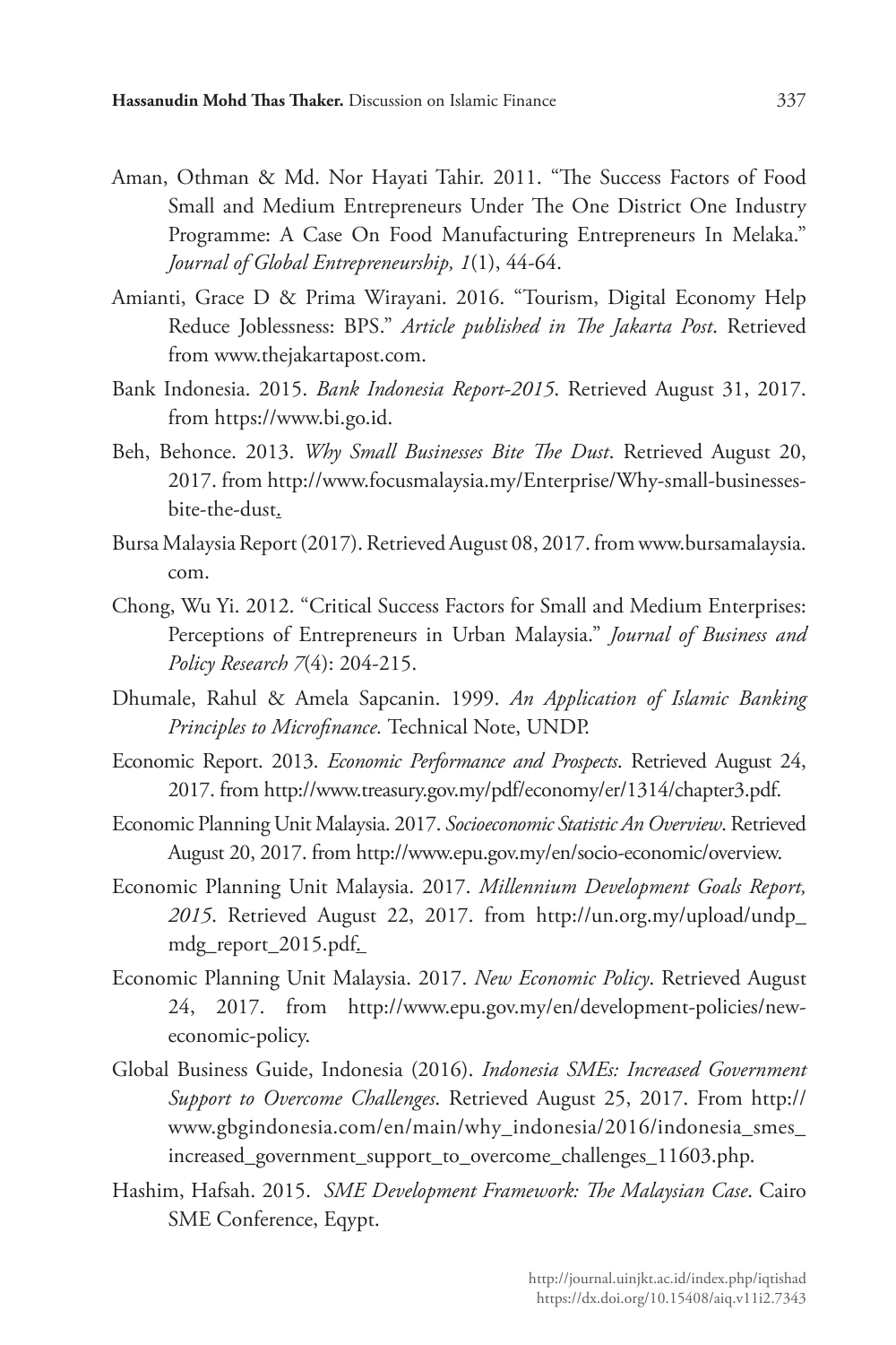Aman, Othman & Md. Nor Hayati Tahir. 2011. "The Success Factors of Food Small and Medium Entrepreneurs Under The One District One Industry Programme: A Case On Food Manufacturing Entrepreneurs In Melaka." *Journal of Global Entrepreneurship, 1*(1), 44-64.

Amianti, Grace D & Prima Wirayani. 2016. "Tourism, Digital Economy Help Reduce Joblessness: BPS." *Article published in The Jakarta Post*. Retrieved from www.thejakartapost.com.

Bank Indonesia. 2015. *Bank Indonesia Report-2015*. Retrieved August 31, 2017. from https://www.bi.go.id.

Beh, Behonce. 2013. *Why Small Businesses Bite The Dust*. Retrieved August 20, 2017. from http://www.focusmalaysia.my/Enterprise/Why-small-businesses-bite-the-dust.

Bursa Malaysia Report (2017). Retrieved August 08, 2017. from www.bursamalaysia.com.

Chong, Wu Yi. 2012. "Critical Success Factors for Small and Medium Enterprises: Perceptions of Entrepreneurs in Urban Malaysia." *Journal of Business and Policy Research 7*(4): 204-215.

Dhumale, Rahul & Amela Sapcanin. 1999. *An Application of Islamic Banking Principles to Microfinance.* Technical Note, UNDP.

Economic Report. 2013. *Economic Performance and Prospects*. Retrieved August 24, 2017. from http://www.treasury.gov.my/pdf/economy/er/1314/chapter3.pdf.

Economic Planning Unit Malaysia. 2017. *Socioeconomic Statistic An Overview*. Retrieved August 20, 2017. from http://www.epu.gov.my/en/socio-economic/overview.

Economic Planning Unit Malaysia. 2017. *Millennium Development Goals Report, 2015*. Retrieved August 22, 2017. from http://un.org.my/upload/undp_mdg_report_2015.pdf.

Economic Planning Unit Malaysia. 2017. *New Economic Policy*. Retrieved August 24, 2017. from http://www.epu.gov.my/en/development-policies/new-economic-policy.

Global Business Guide, Indonesia (2016). *Indonesia SMEs: Increased Government Support to Overcome Challenges*. Retrieved August 25, 2017. From http://www.gbgindonesia.com/en/main/why_indonesia/2016/indonesia_smes_increased_government_support_to_overcome_challenges_11603.php.

Hashim, Hafsah. 2015. *SME Development Framework: The Malaysian Case*. Cairo SME Conference, Eqypt.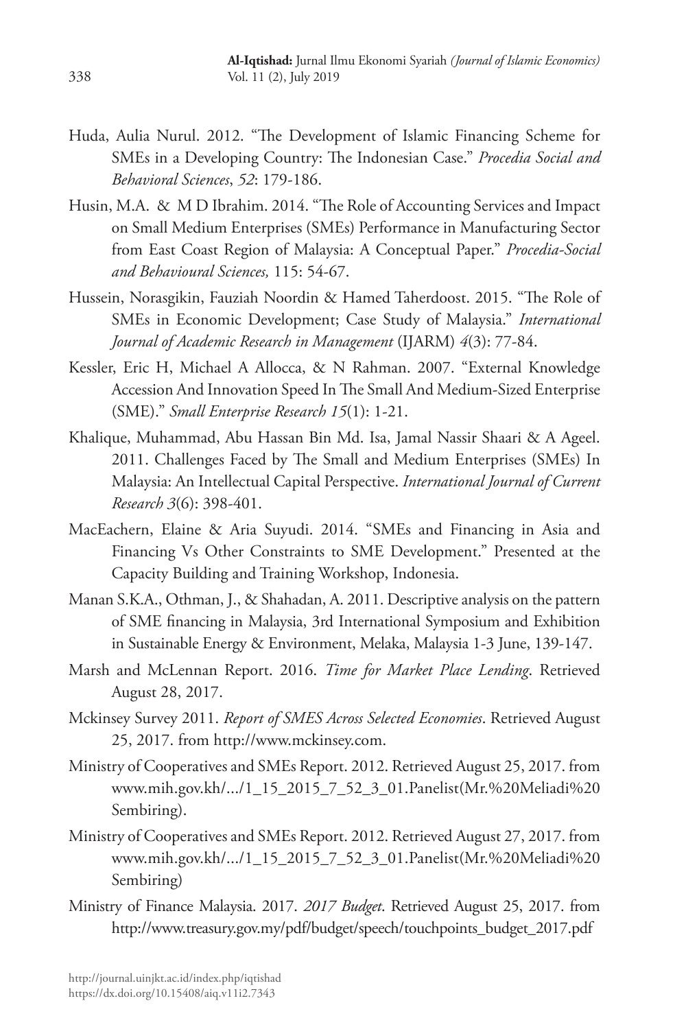Huda, Aulia Nurul. 2012. "The Development of Islamic Financing Scheme for SMEs in a Developing Country: The Indonesian Case." *Procedia Social and Behavioral Sciences*, *52*: 179-186.

Husin, M.A. & M D Ibrahim. 2014. "The Role of Accounting Services and Impact on Small Medium Enterprises (SMEs) Performance in Manufacturing Sector from East Coast Region of Malaysia: A Conceptual Paper." *Procedia-Social and Behavioural Sciences,* 115: 54-67.

Hussein, Norasgikin, Fauziah Noordin & Hamed Taherdoost. 2015. "The Role of SMEs in Economic Development; Case Study of Malaysia." *International Journal of Academic Research in Management* (IJARM) *4*(3): 77-84.

Kessler, Eric H, Michael A Allocca, & N Rahman. 2007. "External Knowledge Accession And Innovation Speed In The Small And Medium-Sized Enterprise (SME)." *Small Enterprise Research 15*(1): 1-21.

Khalique, Muhammad, Abu Hassan Bin Md. Isa, Jamal Nassir Shaari & A Ageel. 2011. Challenges Faced by The Small and Medium Enterprises (SMEs) In Malaysia: An Intellectual Capital Perspective. *International Journal of Current Research 3*(6): 398-401.

MacEachern, Elaine & Aria Suyudi. 2014. "SMEs and Financing in Asia and Financing Vs Other Constraints to SME Development." Presented at the Capacity Building and Training Workshop, Indonesia.

Manan S.K.A., Othman, J., & Shahadan, A. 2011. Descriptive analysis on the pattern of SME financing in Malaysia, 3rd International Symposium and Exhibition in Sustainable Energy & Environment, Melaka, Malaysia 1-3 June, 139-147.

Marsh and McLennan Report. 2016. *Time for Market Place Lending*. Retrieved August 28, 2017.

Mckinsey Survey 2011. *Report of SMES Across Selected Economies*. Retrieved August 25, 2017. from http://www.mckinsey.com.

Ministry of Cooperatives and SMEs Report. 2012. Retrieved August 25, 2017. from www.mih.gov.kh/.../1_15_2015_7_52_3_01.Panelist(Mr.%20Meliadi%20 Sembiring).

Ministry of Cooperatives and SMEs Report. 2012. Retrieved August 27, 2017. from www.mih.gov.kh/.../1_15_2015_7_52_3_01.Panelist(Mr.%20Meliadi%20 Sembiring)

Ministry of Finance Malaysia. 2017. *2017 Budget*. Retrieved August 25, 2017. from http://www.treasury.gov.my/pdf/budget/speech/touchpoints_budget_2017.pdf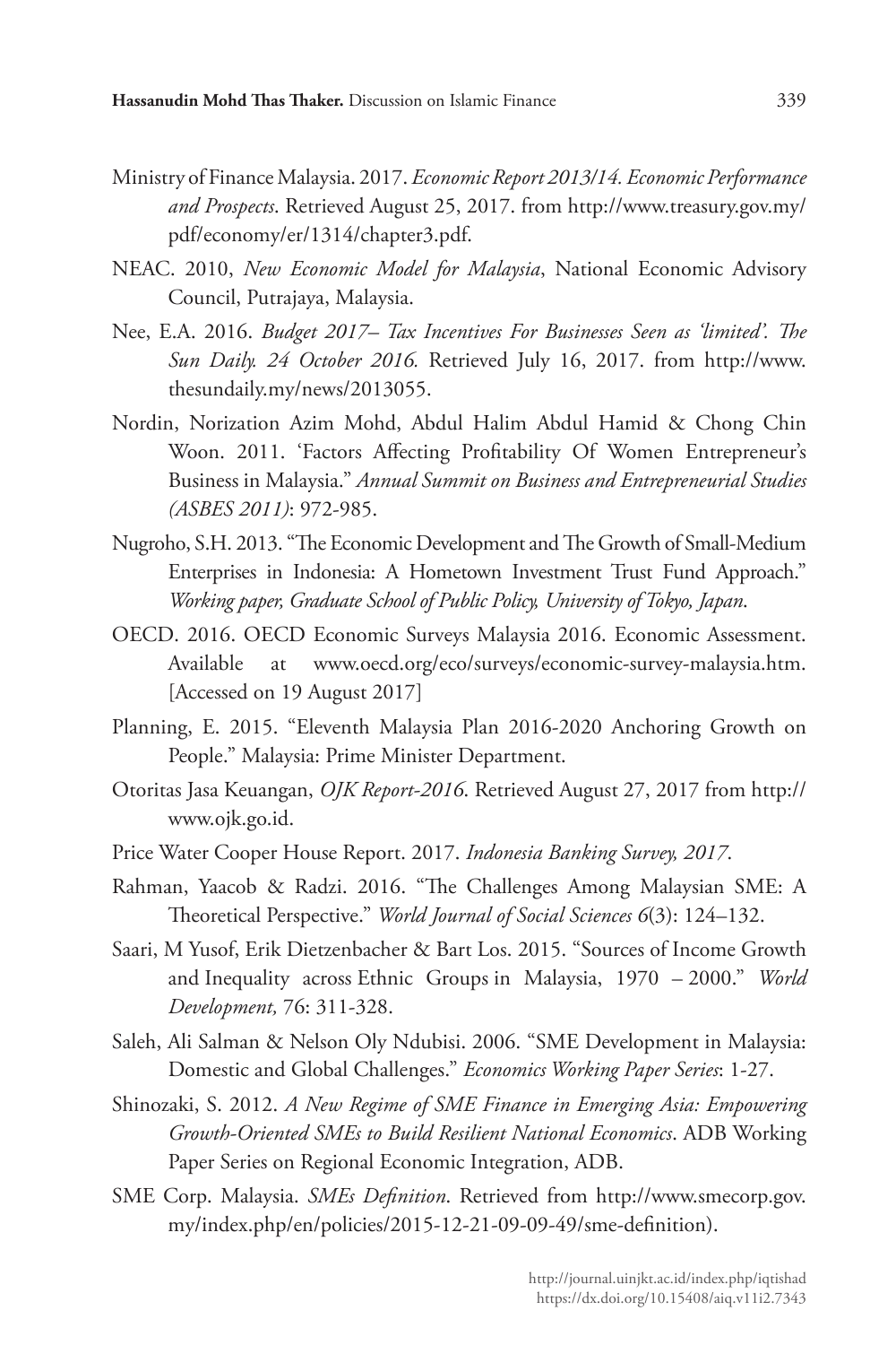Ministry of Finance Malaysia. 2017. *Economic Report 2013/14. Economic Performance and Prospects*. Retrieved August 25, 2017. from http://www.treasury.gov.my/pdf/economy/er/1314/chapter3.pdf.

NEAC. 2010, *New Economic Model for Malaysia*, National Economic Advisory Council, Putrajaya, Malaysia.

Nee, E.A. 2016. *Budget 2017– Tax Incentives For Businesses Seen as 'limited'. The Sun Daily. 24 October 2016.* Retrieved July 16, 2017. from http://www.thesundaily.my/news/2013055.

Nordin, Norization Azim Mohd, Abdul Halim Abdul Hamid & Chong Chin Woon. 2011. 'Factors Affecting Profitability Of Women Entrepreneur's Business in Malaysia." *Annual Summit on Business and Entrepreneurial Studies (ASBES 2011)*: 972-985.

Nugroho, S.H. 2013. "The Economic Development and The Growth of Small-Medium Enterprises in Indonesia: A Hometown Investment Trust Fund Approach." *Working paper, Graduate School of Public Policy, University of Tokyo, Japan*.

OECD. 2016. OECD Economic Surveys Malaysia 2016. Economic Assessment. Available at www.oecd.org/eco/surveys/economic-survey-malaysia.htm. [Accessed on 19 August 2017]

Planning, E. 2015. "Eleventh Malaysia Plan 2016-2020 Anchoring Growth on People." Malaysia: Prime Minister Department.

Otoritas Jasa Keuangan, *OJK Report-2016*. Retrieved August 27, 2017 from http://www.ojk.go.id.

Price Water Cooper House Report. 2017. *Indonesia Banking Survey, 2017*.

Rahman, Yaacob & Radzi. 2016. "The Challenges Among Malaysian SME: A Theoretical Perspective." *World Journal of Social Sciences 6*(3): 124–132.

Saari, M Yusof, Erik Dietzenbacher & Bart Los. 2015. "Sources of Income Growth and Inequality across Ethnic Groups in Malaysia, 1970 – 2000." *World Development,* 76: 311-328.

Saleh, Ali Salman & Nelson Oly Ndubisi. 2006. "SME Development in Malaysia: Domestic and Global Challenges." *Economics Working Paper Series*: 1-27.

Shinozaki, S. 2012. *A New Regime of SME Finance in Emerging Asia: Empowering Growth-Oriented SMEs to Build Resilient National Economics*. ADB Working Paper Series on Regional Economic Integration, ADB.

SME Corp. Malaysia. *SMEs Definition*. Retrieved from http://www.smecorp.gov.my/index.php/en/policies/2015-12-21-09-09-49/sme-definition).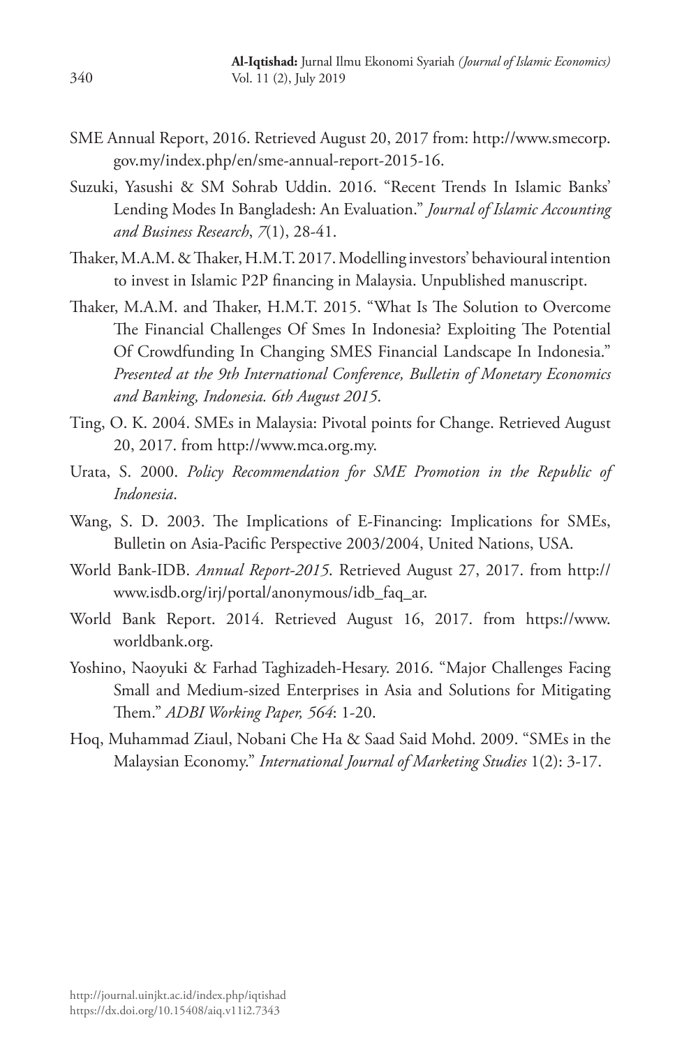SME Annual Report, 2016. Retrieved August 20, 2017 from: http://www.smecorp.gov.my/index.php/en/sme-annual-report-2015-16.

Suzuki, Yasushi & SM Sohrab Uddin. 2016. "Recent Trends In Islamic Banks' Lending Modes In Bangladesh: An Evaluation." *Journal of Islamic Accounting and Business Research*, *7*(1), 28-41.

Thaker, M.A.M. & Thaker, H.M.T. 2017. Modelling investors' behavioural intention to invest in Islamic P2P financing in Malaysia. Unpublished manuscript.

Thaker, M.A.M. and Thaker, H.M.T. 2015. "What Is The Solution to Overcome The Financial Challenges Of Smes In Indonesia? Exploiting The Potential Of Crowdfunding In Changing SMES Financial Landscape In Indonesia." *Presented at the 9th International Conference, Bulletin of Monetary Economics and Banking, Indonesia. 6th August 2015*.

Ting, O. K. 2004. SMEs in Malaysia: Pivotal points for Change. Retrieved August 20, 2017. from http://www.mca.org.my.

Urata, S. 2000. *Policy Recommendation for SME Promotion in the Republic of Indonesia*.

Wang, S. D. 2003. The Implications of E-Financing: Implications for SMEs, Bulletin on Asia-Pacific Perspective 2003/2004, United Nations, USA.

World Bank-IDB. *Annual Report-2015*. Retrieved August 27, 2017. from http://www.isdb.org/irj/portal/anonymous/idb_faq_ar.

World Bank Report. 2014. Retrieved August 16, 2017. from https://www.worldbank.org.

Yoshino, Naoyuki & Farhad Taghizadeh-Hesary. 2016. "Major Challenges Facing Small and Medium-sized Enterprises in Asia and Solutions for Mitigating Them." *ADBI Working Paper, 564*: 1-20.

Hoq, Muhammad Ziaul, Nobani Che Ha & Saad Said Mohd. 2009. "SMEs in the Malaysian Economy." *International Journal of Marketing Studies* 1(2): 3-17.